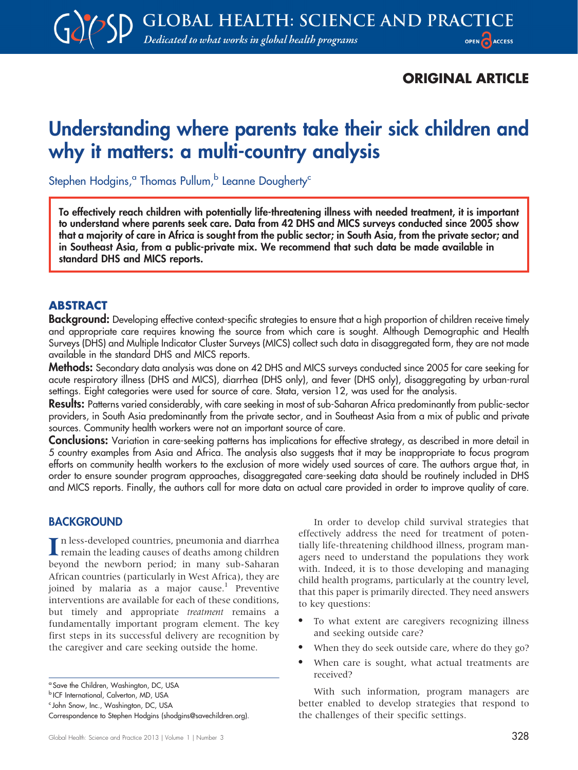ORIGINAL ARTICLE

# Understanding where parents take their sick children and why it matters: a multi-country analysis

Stephen Hodgins,[a] Thomas Pullum,[b] Leanne Dougherty[c]

**To effectively reach children with potentially life-threatening illness with needed treatment, it is important to understand where parents seek care. Data from 42 DHS and MICS surveys conducted since 2005 show that a majority of care in Africa is sought from the public sector; in South Asia, from the private sector; and in Southeast Asia, from a public-private mix. We recommend that such data be made available in standard DHS and MICS reports.**

## ABSTRACT

**Background:** Developing effective context-specific strategies to ensure that a high proportion of children receive timely and appropriate care requires knowing the source from which care is sought. Although Demographic and Health Surveys (DHS) and Multiple Indicator Cluster Surveys (MICS) collect such data in disaggregated form, they are not made available in the standard DHS and MICS reports.

**Methods:** Secondary data analysis was done on 42 DHS and MICS surveys conducted since 2005 for care seeking for acute respiratory illness (DHS and MICS), diarrhea (DHS only), and fever (DHS only), disaggregating by urban-rural settings. Eight categories were used for source of care. Stata, version 12, was used for the analysis.

**Results:** Patterns varied considerably, with care seeking in most of sub-Saharan Africa predominantly from public-sector providers, in South Asia predominantly from the private sector, and in Southeast Asia from a mix of public and private sources. Community health workers were not an important source of care.

**Conclusions:** Variation in care-seeking patterns has implications for effective strategy, as described in more detail in 5 country examples from Asia and Africa. The analysis also suggests that it may be inappropriate to focus program efforts on community health workers to the exclusion of more widely used sources of care. The authors argue that, in order to ensure sounder program approaches, disaggregated care-seeking data should be routinely included in DHS and MICS reports. Finally, the authors call for more data on actual care provided in order to improve quality of care.

## BACKGROUND

In less-developed countries, pneumonia and diarrhea remain the leading causes of deaths among children beyond the newborn period; in many sub-Saharan African countries (particularly in West Africa), they are joined by malaria as a major cause.[1] Preventive interventions are available for each of these conditions, but timely and appropriate *treatment* remains a fundamentally important program element. The key first steps in its successful delivery are recognition by the caregiver and care seeking outside the home.

In order to develop child survival strategies that effectively address the need for treatment of potentially life-threatening childhood illness, program managers need to understand the populations they work with. Indeed, it is to those developing and managing child health programs, particularly at the country level, that this paper is primarily directed. They need answers to key questions:

- To what extent are caregivers recognizing illness and seeking outside care?
- When they do seek outside care, where do they go?
- When care is sought, what actual treatments are received?

With such information, program managers are better enabled to develop strategies that respond to the challenges of their specific settings.

[a] Save the Children, Washington, DC, USA
[b] ICF International, Calverton, MD, USA
[c] John Snow, Inc., Washington, DC, USA
Correspondence to Stephen Hodgins (shodgins@savechildren.org).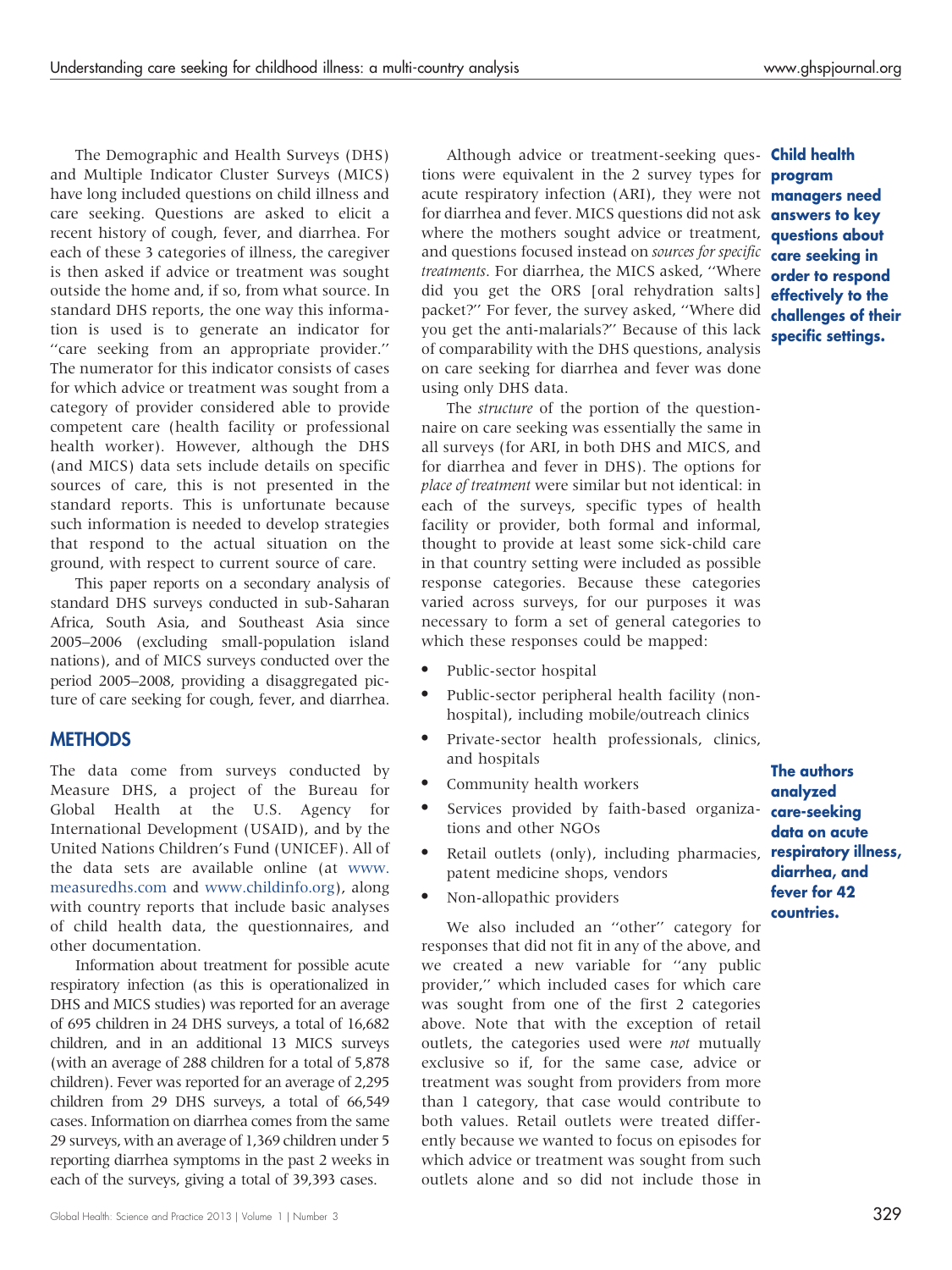The Demographic and Health Surveys (DHS) and Multiple Indicator Cluster Surveys (MICS) have long included questions on child illness and care seeking. Questions are asked to elicit a recent history of cough, fever, and diarrhea. For each of these 3 categories of illness, the caregiver is then asked if advice or treatment was sought outside the home and, if so, from what source. In standard DHS reports, the one way this information is used is to generate an indicator for "care seeking from an appropriate provider." The numerator for this indicator consists of cases for which advice or treatment was sought from a category of provider considered able to provide competent care (health facility or professional health worker). However, although the DHS (and MICS) data sets include details on specific sources of care, this is not presented in the standard reports. This is unfortunate because such information is needed to develop strategies that respond to the actual situation on the ground, with respect to current source of care.

This paper reports on a secondary analysis of standard DHS surveys conducted in sub-Saharan Africa, South Asia, and Southeast Asia since 2005–2006 (excluding small-population island nations), and of MICS surveys conducted over the period 2005–2008, providing a disaggregated picture of care seeking for cough, fever, and diarrhea.

**Child health program managers need answers to key questions about care seeking in order to respond effectively to the challenges of their specific settings.**

## METHODS

The data come from surveys conducted by Measure DHS, a project of the Bureau for Global Health at the U.S. Agency for International Development (USAID), and by the United Nations Children's Fund (UNICEF). All of the data sets are available online (at www.measuredhs.com and www.childinfo.org), along with country reports that include basic analyses of child health data, the questionnaires, and other documentation.

Information about treatment for possible acute respiratory infection (as this is operationalized in DHS and MICS studies) was reported for an average of 695 children in 24 DHS surveys, a total of 16,682 children, and in an additional 13 MICS surveys (with an average of 288 children for a total of 5,878 children). Fever was reported for an average of 2,295 children from 29 DHS surveys, a total of 66,549 cases. Information on diarrhea comes from the same 29 surveys, with an average of 1,369 children under 5 reporting diarrhea symptoms in the past 2 weeks in each of the surveys, giving a total of 39,393 cases.

Although advice or treatment-seeking questions were equivalent in the 2 survey types for acute respiratory infection (ARI), they were not for diarrhea and fever. MICS questions did not ask where the mothers sought advice or treatment, and questions focused instead on *sources for specific treatments*. For diarrhea, the MICS asked, "Where did you get the ORS [oral rehydration salts] packet?" For fever, the survey asked, "Where did you get the anti-malarials?" Because of this lack of comparability with the DHS questions, analysis on care seeking for diarrhea and fever was done using only DHS data.

The *structure* of the portion of the questionnaire on care seeking was essentially the same in all surveys (for ARI, in both DHS and MICS, and for diarrhea and fever in DHS). The options for *place of treatment* were similar but not identical: in each of the surveys, specific types of health facility or provider, both formal and informal, thought to provide at least some sick-child care in that country setting were included as possible response categories. Because these categories varied across surveys, for our purposes it was necessary to form a set of general categories to which these responses could be mapped:

- Public-sector hospital
- Public-sector peripheral health facility (non-hospital), including mobile/outreach clinics
- Private-sector health professionals, clinics, and hospitals
- Community health workers
- Services provided by faith-based organizations and other NGOs
- Retail outlets (only), including pharmacies, patent medicine shops, vendors
- Non-allopathic providers

**The authors analyzed care-seeking data on acute respiratory illness, diarrhea, and fever for 42 countries.**

We also included an "other" category for responses that did not fit in any of the above, and we created a new variable for "any public provider," which included cases for which care was sought from one of the first 2 categories above. Note that with the exception of retail outlets, the categories used were *not* mutually exclusive so if, for the same case, advice or treatment was sought from providers from more than 1 category, that case would contribute to both values. Retail outlets were treated differently because we wanted to focus on episodes for which advice or treatment was sought from such outlets alone and so did not include those in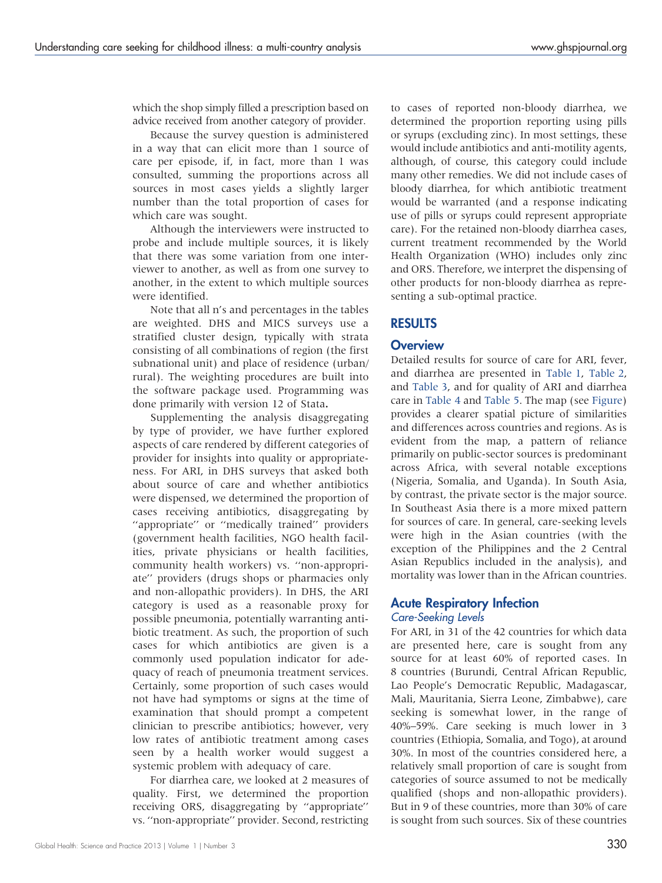which the shop simply filled a prescription based on advice received from another category of provider.

Because the survey question is administered in a way that can elicit more than 1 source of care per episode, if, in fact, more than 1 was consulted, summing the proportions across all sources in most cases yields a slightly larger number than the total proportion of cases for which care was sought.

Although the interviewers were instructed to probe and include multiple sources, it is likely that there was some variation from one interviewer to another, as well as from one survey to another, in the extent to which multiple sources were identified.

Note that all n's and percentages in the tables are weighted. DHS and MICS surveys use a stratified cluster design, typically with strata consisting of all combinations of region (the first subnational unit) and place of residence (urban/rural). The weighting procedures are built into the software package used. Programming was done primarily with version 12 of Stata**.**

Supplementing the analysis disaggregating by type of provider, we have further explored aspects of care rendered by different categories of provider for insights into quality or appropriateness. For ARI, in DHS surveys that asked both about source of care and whether antibiotics were dispensed, we determined the proportion of cases receiving antibiotics, disaggregating by ''appropriate'' or ''medically trained'' providers (government health facilities, NGO health facilities, private physicians or health facilities, community health workers) vs. ''non-appropriate'' providers (drugs shops or pharmacies only and non-allopathic providers). In DHS, the ARI category is used as a reasonable proxy for possible pneumonia, potentially warranting antibiotic treatment. As such, the proportion of such cases for which antibiotics are given is a commonly used population indicator for adequacy of reach of pneumonia treatment services. Certainly, some proportion of such cases would not have had symptoms or signs at the time of examination that should prompt a competent clinician to prescribe antibiotics; however, very low rates of antibiotic treatment among cases seen by a health worker would suggest a systemic problem with adequacy of care.

For diarrhea care, we looked at 2 measures of quality. First, we determined the proportion receiving ORS, disaggregating by ''appropriate'' vs. ''non-appropriate'' provider. Second, restricting to cases of reported non-bloody diarrhea, we determined the proportion reporting using pills or syrups (excluding zinc). In most settings, these would include antibiotics and anti-motility agents, although, of course, this category could include many other remedies. We did not include cases of bloody diarrhea, for which antibiotic treatment would be warranted (and a response indicating use of pills or syrups could represent appropriate care). For the retained non-bloody diarrhea cases, current treatment recommended by the World Health Organization (WHO) includes only zinc and ORS. Therefore, we interpret the dispensing of other products for non-bloody diarrhea as representing a sub-optimal practice.

## RESULTS

### Overview

Detailed results for source of care for ARI, fever, and diarrhea are presented in Table 1, Table 2, and Table 3, and for quality of ARI and diarrhea care in Table 4 and Table 5. The map (see Figure) provides a clearer spatial picture of similarities and differences across countries and regions. As is evident from the map, a pattern of reliance primarily on public-sector sources is predominant across Africa, with several notable exceptions (Nigeria, Somalia, and Uganda). In South Asia, by contrast, the private sector is the major source. In Southeast Asia there is a more mixed pattern for sources of care. In general, care-seeking levels were high in the Asian countries (with the exception of the Philippines and the 2 Central Asian Republics included in the analysis), and mortality was lower than in the African countries.

### Acute Respiratory Infection

#### *Care-Seeking Levels*

For ARI, in 31 of the 42 countries for which data are presented here, care is sought from any source for at least 60% of reported cases. In 8 countries (Burundi, Central African Republic, Lao People's Democratic Republic, Madagascar, Mali, Mauritania, Sierra Leone, Zimbabwe), care seeking is somewhat lower, in the range of 40%–59%. Care seeking is much lower in 3 countries (Ethiopia, Somalia, and Togo), at around 30%. In most of the countries considered here, a relatively small proportion of care is sought from categories of source assumed to not be medically qualified (shops and non-allopathic providers). But in 9 of these countries, more than 30% of care is sought from such sources. Six of these countries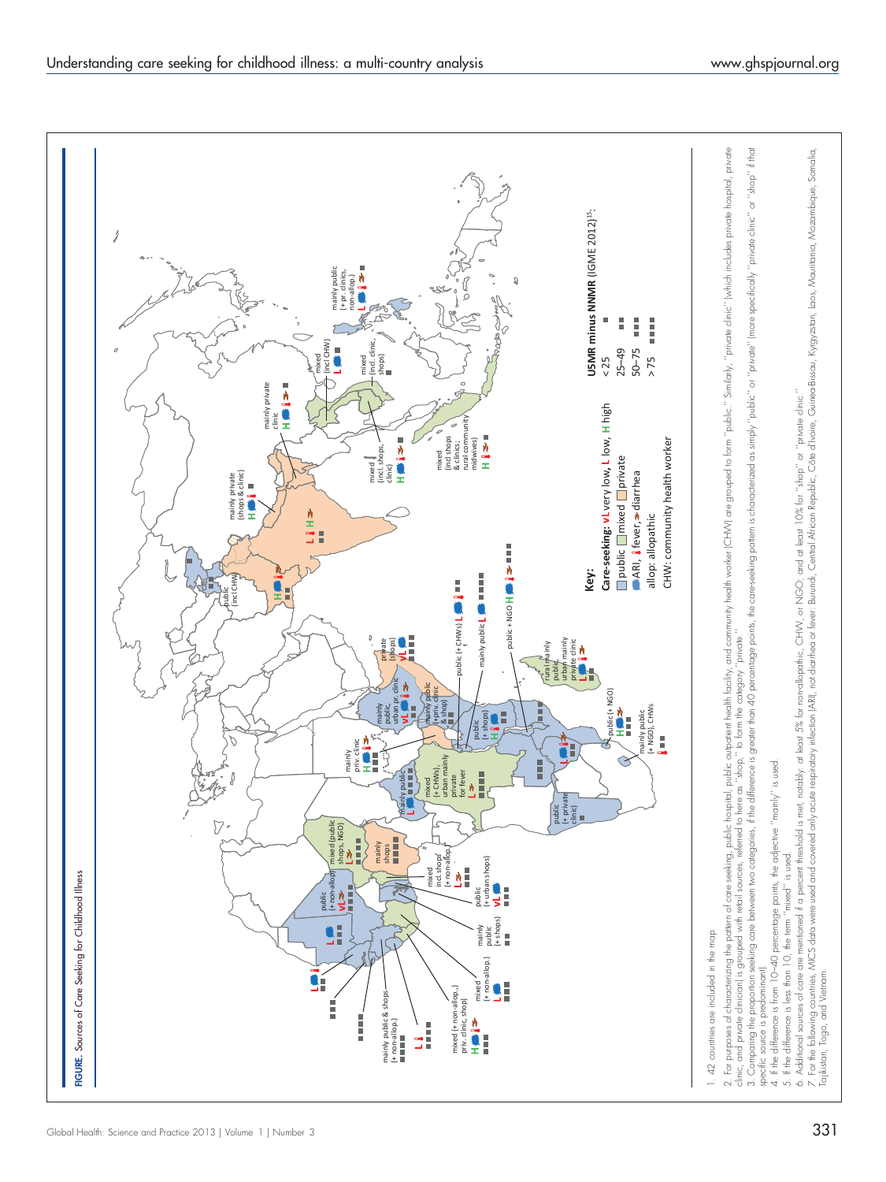**FIGURE.** Sources of Care Seeking for Childhood Illness

**Key:**

Care-seeking: VL very low, L low, H high

public / mixed / private

ARI, fever, diarrhea

allop: allopathic

CHW: community health worker

U5MR minus NNMR (IGME 2012)[15]:

| | |
|---|---|
| < 25 | ■ |
| 25–49 | ■■ |
| 50–75 | ■■■ |
| > 75 | ■■■■ |

1. 42 countries are included in the map.
2. For purposes of characterizing the pattern of care seeking, public hospital, public outpatient health facility, and community health worker (CHW) are grouped to form "public." Similarly, "private clinic" (which includes private hospital, private clinic, and private clinician) is grouped with retail sources, referred to here as "shop," to form the category "private."
3. Comparing the proportion seeking care between two categories, if the difference is greater than 40 percentage points, the care-seeking pattern is characterized as simply "public" or "private" (more specifically "private clinic" or "shop" if that specific source is predominant).
4. If the difference is from 10–40 percentage points, the adjective "mainly" is used.
5. If the difference is less than 10, the term "mixed" is used.
6. Additional sources of care are mentioned if a percent threshold is met, notably: at least 5% for non-allopathic, CHW, or NGO; and at least 10% for "shop" or "private clinic."
7. For the following countries, MICS data were used and covered only acute respiratory infection (ARI), not diarrhea or fever: Burundi, Central African Republic, Côte d'Ivoire, Guinea-Bissau, Kyrgyzstan, Laos, Mauritania, Mozambique, Somalia, Tajikistan, Togo, and Vietnam.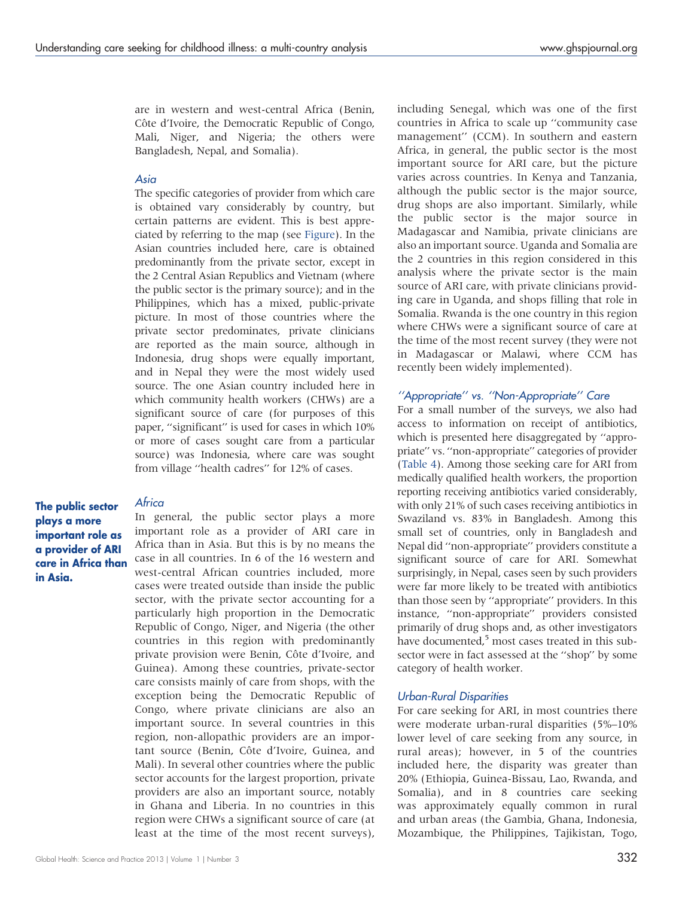are in western and west-central Africa (Benin, Côte d'Ivoire, the Democratic Republic of Congo, Mali, Niger, and Nigeria; the others were Bangladesh, Nepal, and Somalia).

### Asia

The specific categories of provider from which care is obtained vary considerably by country, but certain patterns are evident. This is best appreciated by referring to the map (see Figure). In the Asian countries included here, care is obtained predominantly from the private sector, except in the 2 Central Asian Republics and Vietnam (where the public sector is the primary source); and in the Philippines, which has a mixed, public-private picture. In most of those countries where the private sector predominates, private clinicians are reported as the main source, although in Indonesia, drug shops were equally important, and in Nepal they were the most widely used source. The one Asian country included here in which community health workers (CHWs) are a significant source of care (for purposes of this paper, "significant" is used for cases in which 10% or more of cases sought care from a particular source) was Indonesia, where care was sought from village "health cadres" for 12% of cases.

**The public sector plays a more important role as a provider of ARI care in Africa than in Asia.**

### Africa

In general, the public sector plays a more important role as a provider of ARI care in Africa than in Asia. But this is by no means the case in all countries. In 6 of the 16 western and west-central African countries included, more cases were treated outside than inside the public sector, with the private sector accounting for a particularly high proportion in the Democratic Republic of Congo, Niger, and Nigeria (the other countries in this region with predominantly private provision were Benin, Côte d'Ivoire, and Guinea). Among these countries, private-sector care consists mainly of care from shops, with the exception being the Democratic Republic of Congo, where private clinicians are also an important source. In several countries in this region, non-allopathic providers are an important source (Benin, Côte d'Ivoire, Guinea, and Mali). In several other countries where the public sector accounts for the largest proportion, private providers are also an important source, notably in Ghana and Liberia. In no countries in this region were CHWs a significant source of care (at least at the time of the most recent surveys), including Senegal, which was one of the first countries in Africa to scale up "community case management" (CCM). In southern and eastern Africa, in general, the public sector is the most important source for ARI care, but the picture varies across countries. In Kenya and Tanzania, although the public sector is the major source, drug shops are also important. Similarly, while the public sector is the major source in Madagascar and Namibia, private clinicians are also an important source. Uganda and Somalia are the 2 countries in this region considered in this analysis where the private sector is the main source of ARI care, with private clinicians providing care in Uganda, and shops filling that role in Somalia. Rwanda is the one country in this region where CHWs were a significant source of care at the time of the most recent survey (they were not in Madagascar or Malawi, where CCM has recently been widely implemented).

### "Appropriate" vs. "Non-Appropriate" Care

For a small number of the surveys, we also had access to information on receipt of antibiotics, which is presented here disaggregated by "appropriate" vs. "non-appropriate" categories of provider (Table 4). Among those seeking care for ARI from medically qualified health workers, the proportion reporting receiving antibiotics varied considerably, with only 21% of such cases receiving antibiotics in Swaziland vs. 83% in Bangladesh. Among this small set of countries, only in Bangladesh and Nepal did "non-appropriate" providers constitute a significant source of care for ARI. Somewhat surprisingly, in Nepal, cases seen by such providers were far more likely to be treated with antibiotics than those seen by "appropriate" providers. In this instance, "non-appropriate" providers consisted primarily of drug shops and, as other investigators have documented,[5] most cases treated in this sub-sector were in fact assessed at the "shop" by some category of health worker.

### Urban-Rural Disparities

For care seeking for ARI, in most countries there were moderate urban-rural disparities (5%–10% lower level of care seeking from any source, in rural areas); however, in 5 of the countries included here, the disparity was greater than 20% (Ethiopia, Guinea-Bissau, Lao, Rwanda, and Somalia), and in 8 countries care seeking was approximately equally common in rural and urban areas (the Gambia, Ghana, Indonesia, Mozambique, the Philippines, Tajikistan, Togo,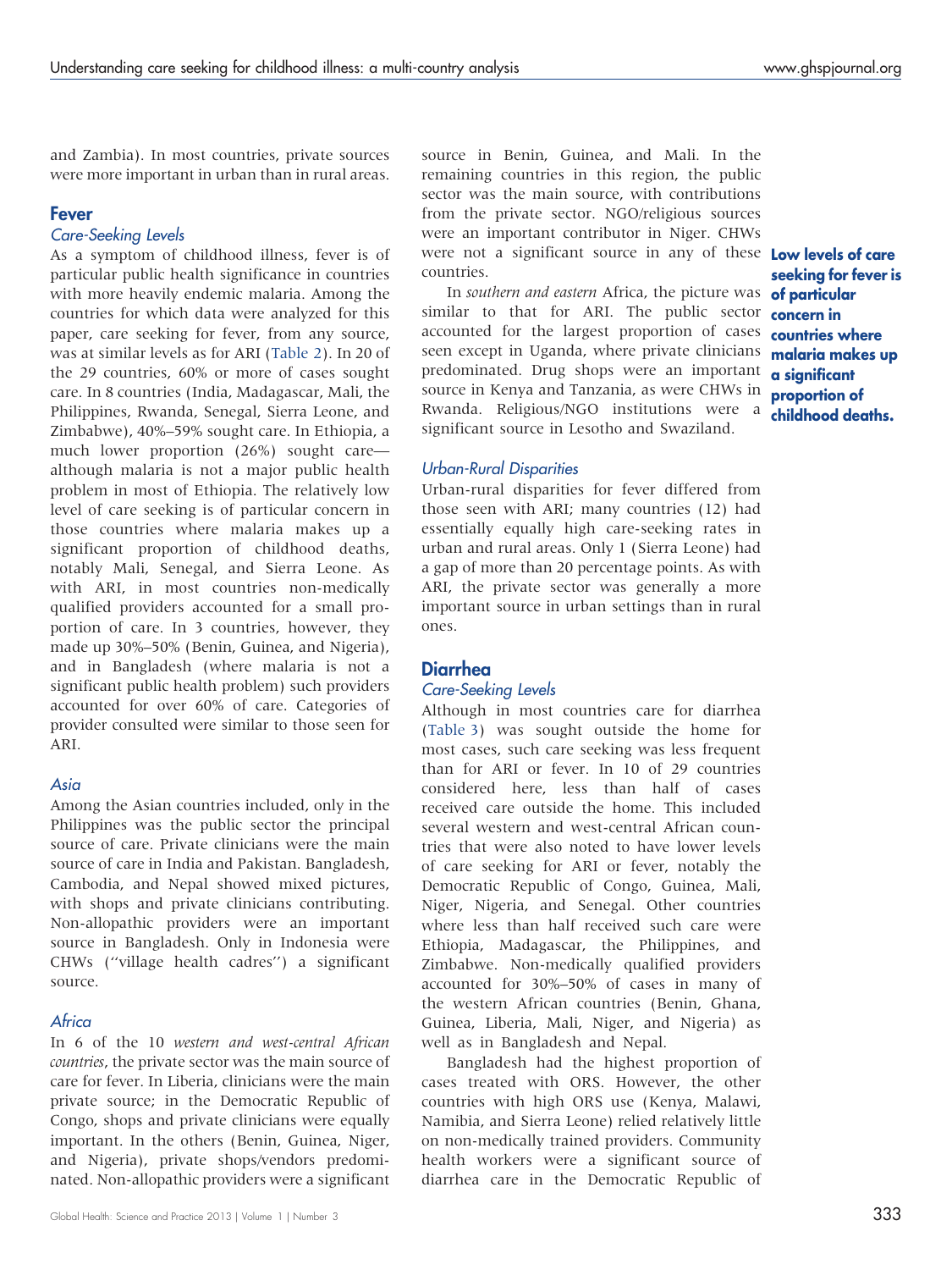and Zambia). In most countries, private sources were more important in urban than in rural areas.

## Fever

### Care-Seeking Levels

As a symptom of childhood illness, fever is of particular public health significance in countries with more heavily endemic malaria. Among the countries for which data were analyzed for this paper, care seeking for fever, from any source, was at similar levels as for ARI (Table 2). In 20 of the 29 countries, 60% or more of cases sought care. In 8 countries (India, Madagascar, Mali, the Philippines, Rwanda, Senegal, Sierra Leone, and Zimbabwe), 40%–59% sought care. In Ethiopia, a much lower proportion (26%) sought care—although malaria is not a major public health problem in most of Ethiopia. The relatively low level of care seeking is of particular concern in those countries where malaria makes up a significant proportion of childhood deaths, notably Mali, Senegal, and Sierra Leone. As with ARI, in most countries non-medically qualified providers accounted for a small proportion of care. In 3 countries, however, they made up 30%–50% (Benin, Guinea, and Nigeria), and in Bangladesh (where malaria is not a significant public health problem) such providers accounted for over 60% of care. Categories of provider consulted were similar to those seen for ARI.

### Asia

Among the Asian countries included, only in the Philippines was the public sector the principal source of care. Private clinicians were the main source of care in India and Pakistan. Bangladesh, Cambodia, and Nepal showed mixed pictures, with shops and private clinicians contributing. Non-allopathic providers were an important source in Bangladesh. Only in Indonesia were CHWs ("village health cadres") a significant source.

### Africa

In 6 of the 10 *western and west-central African countries*, the private sector was the main source of care for fever. In Liberia, clinicians were the main private source; in the Democratic Republic of Congo, shops and private clinicians were equally important. In the others (Benin, Guinea, Niger, and Nigeria), private shops/vendors predominated. Non-allopathic providers were a significant source in Benin, Guinea, and Mali. In the remaining countries in this region, the public sector was the main source, with contributions from the private sector. NGO/religious sources were an important contributor in Niger. CHWs were not a significant source in any of these countries.

**Low levels of care seeking for fever is of particular concern in countries where malaria makes up a significant proportion of childhood deaths.**

In *southern and eastern* Africa, the picture was similar to that for ARI. The public sector accounted for the largest proportion of cases seen except in Uganda, where private clinicians predominated. Drug shops were an important source in Kenya and Tanzania, as were CHWs in Rwanda. Religious/NGO institutions were a significant source in Lesotho and Swaziland.

### Urban-Rural Disparities

Urban-rural disparities for fever differed from those seen with ARI; many countries (12) had essentially equally high care-seeking rates in urban and rural areas. Only 1 (Sierra Leone) had a gap of more than 20 percentage points. As with ARI, the private sector was generally a more important source in urban settings than in rural ones.

## Diarrhea

### Care-Seeking Levels

Although in most countries care for diarrhea (Table 3) was sought outside the home for most cases, such care seeking was less frequent than for ARI or fever. In 10 of 29 countries considered here, less than half of cases received care outside the home. This included several western and west-central African countries that were also noted to have lower levels of care seeking for ARI or fever, notably the Democratic Republic of Congo, Guinea, Mali, Niger, Nigeria, and Senegal. Other countries where less than half received such care were Ethiopia, Madagascar, the Philippines, and Zimbabwe. Non-medically qualified providers accounted for 30%–50% of cases in many of the western African countries (Benin, Ghana, Guinea, Liberia, Mali, Niger, and Nigeria) as well as in Bangladesh and Nepal.

Bangladesh had the highest proportion of cases treated with ORS. However, the other countries with high ORS use (Kenya, Malawi, Namibia, and Sierra Leone) relied relatively little on non-medically trained providers. Community health workers were a significant source of diarrhea care in the Democratic Republic of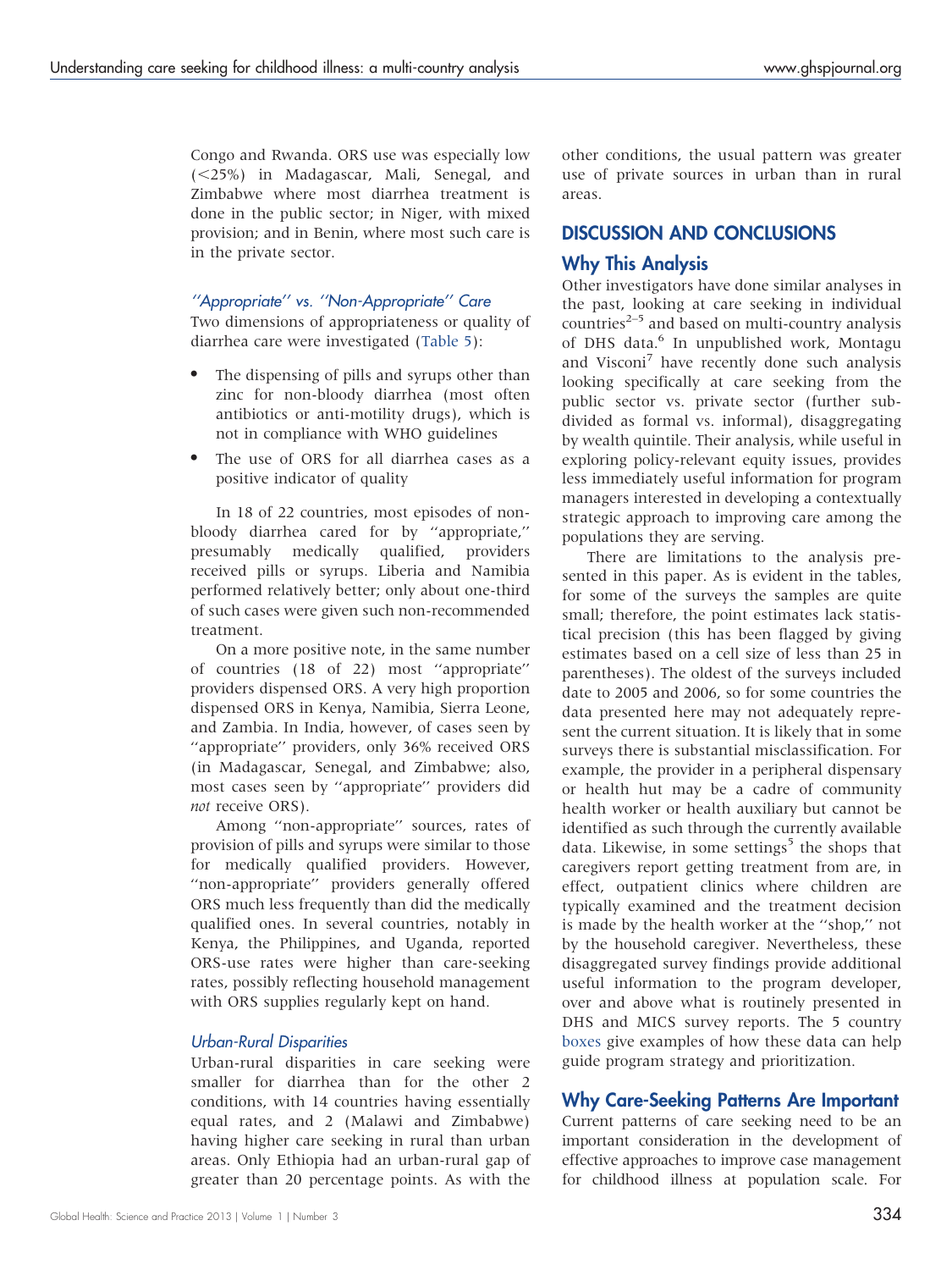Congo and Rwanda. ORS use was especially low (<25%) in Madagascar, Mali, Senegal, and Zimbabwe where most diarrhea treatment is done in the public sector; in Niger, with mixed provision; and in Benin, where most such care is in the private sector.

### *''Appropriate'' vs. ''Non-Appropriate'' Care*

Two dimensions of appropriateness or quality of diarrhea care were investigated (Table 5):

- The dispensing of pills and syrups other than zinc for non-bloody diarrhea (most often antibiotics or anti-motility drugs), which is not in compliance with WHO guidelines
- The use of ORS for all diarrhea cases as a positive indicator of quality

In 18 of 22 countries, most episodes of non-bloody diarrhea cared for by ''appropriate,'' presumably medically qualified, providers received pills or syrups. Liberia and Namibia performed relatively better; only about one-third of such cases were given such non-recommended treatment.

On a more positive note, in the same number of countries (18 of 22) most ''appropriate'' providers dispensed ORS. A very high proportion dispensed ORS in Kenya, Namibia, Sierra Leone, and Zambia. In India, however, of cases seen by ''appropriate'' providers, only 36% received ORS (in Madagascar, Senegal, and Zimbabwe; also, most cases seen by ''appropriate'' providers did *not* receive ORS).

Among ''non-appropriate'' sources, rates of provision of pills and syrups were similar to those for medically qualified providers. However, ''non-appropriate'' providers generally offered ORS much less frequently than did the medically qualified ones. In several countries, notably in Kenya, the Philippines, and Uganda, reported ORS-use rates were higher than care-seeking rates, possibly reflecting household management with ORS supplies regularly kept on hand.

### *Urban-Rural Disparities*

Urban-rural disparities in care seeking were smaller for diarrhea than for the other 2 conditions, with 14 countries having essentially equal rates, and 2 (Malawi and Zimbabwe) having higher care seeking in rural than urban areas. Only Ethiopia had an urban-rural gap of greater than 20 percentage points. As with the other conditions, the usual pattern was greater use of private sources in urban than in rural areas.

## DISCUSSION AND CONCLUSIONS

### Why This Analysis

Other investigators have done similar analyses in the past, looking at care seeking in individual countries[2–5] and based on multi-country analysis of DHS data.[6] In unpublished work, Montagu and Visconi[7] have recently done such analysis looking specifically at care seeking from the public sector vs. private sector (further subdivided as formal vs. informal), disaggregating by wealth quintile. Their analysis, while useful in exploring policy-relevant equity issues, provides less immediately useful information for program managers interested in developing a contextually strategic approach to improving care among the populations they are serving.

There are limitations to the analysis presented in this paper. As is evident in the tables, for some of the surveys the samples are quite small; therefore, the point estimates lack statistical precision (this has been flagged by giving estimates based on a cell size of less than 25 in parentheses). The oldest of the surveys included date to 2005 and 2006, so for some countries the data presented here may not adequately represent the current situation. It is likely that in some surveys there is substantial misclassification. For example, the provider in a peripheral dispensary or health hut may be a cadre of community health worker or health auxiliary but cannot be identified as such through the currently available data. Likewise, in some settings[5] the shops that caregivers report getting treatment from are, in effect, outpatient clinics where children are typically examined and the treatment decision is made by the health worker at the ''shop,'' not by the household caregiver. Nevertheless, these disaggregated survey findings provide additional useful information to the program developer, over and above what is routinely presented in DHS and MICS survey reports. The 5 country boxes give examples of how these data can help guide program strategy and prioritization.

### Why Care-Seeking Patterns Are Important

Current patterns of care seeking need to be an important consideration in the development of effective approaches to improve case management for childhood illness at population scale. For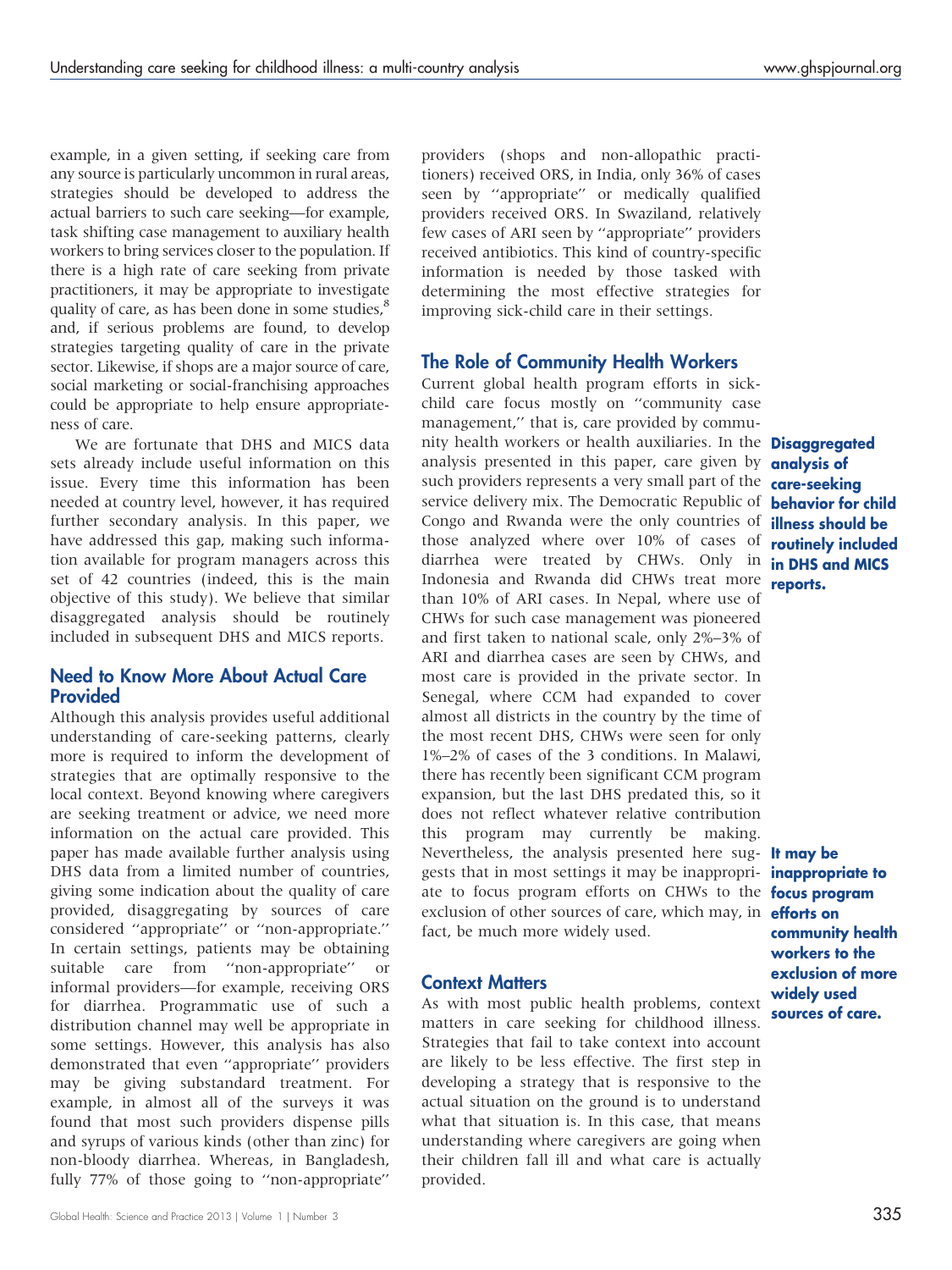example, in a given setting, if seeking care from any source is particularly uncommon in rural areas, strategies should be developed to address the actual barriers to such care seeking—for example, task shifting case management to auxiliary health workers to bring services closer to the population. If there is a high rate of care seeking from private practitioners, it may be appropriate to investigate quality of care, as has been done in some studies,[8] and, if serious problems are found, to develop strategies targeting quality of care in the private sector. Likewise, if shops are a major source of care, social marketing or social-franchising approaches could be appropriate to help ensure appropriateness of care.

We are fortunate that DHS and MICS data sets already include useful information on this issue. Every time this information has been needed at country level, however, it has required further secondary analysis. In this paper, we have addressed this gap, making such information available for program managers across this set of 42 countries (indeed, this is the main objective of this study). We believe that similar disaggregated analysis should be routinely included in subsequent DHS and MICS reports.

## Need to Know More About Actual Care Provided

Although this analysis provides useful additional understanding of care-seeking patterns, clearly more is required to inform the development of strategies that are optimally responsive to the local context. Beyond knowing where caregivers are seeking treatment or advice, we need more information on the actual care provided. This paper has made available further analysis using DHS data from a limited number of countries, giving some indication about the quality of care provided, disaggregating by sources of care considered "appropriate" or "non-appropriate." In certain settings, patients may be obtaining suitable care from "non-appropriate" or informal providers—for example, receiving ORS for diarrhea. Programmatic use of such a distribution channel may well be appropriate in some settings. However, this analysis has also demonstrated that even "appropriate" providers may be giving substandard treatment. For example, in almost all of the surveys it was found that most such providers dispense pills and syrups of various kinds (other than zinc) for non-bloody diarrhea. Whereas, in Bangladesh, fully 77% of those going to "non-appropriate" providers (shops and non-allopathic practitioners) received ORS, in India, only 36% of cases seen by "appropriate" or medically qualified providers received ORS. In Swaziland, relatively few cases of ARI seen by "appropriate" providers received antibiotics. This kind of country-specific information is needed by those tasked with determining the most effective strategies for improving sick-child care in their settings.

**Disaggregated analysis of care-seeking behavior for child illness should be routinely included in DHS and MICS reports.**

## The Role of Community Health Workers

Current global health program efforts in sick-child care focus mostly on "community case management," that is, care provided by community health workers or health auxiliaries. In the analysis presented in this paper, care given by such providers represents a very small part of the service delivery mix. The Democratic Republic of Congo and Rwanda were the only countries of those analyzed where over 10% of cases of diarrhea were treated by CHWs. Only in Indonesia and Rwanda did CHWs treat more than 10% of ARI cases. In Nepal, where use of CHWs for such case management was pioneered and first taken to national scale, only 2%–3% of ARI and diarrhea cases are seen by CHWs, and most care is provided in the private sector. In Senegal, where CCM had expanded to cover almost all districts in the country by the time of the most recent DHS, CHWs were seen for only 1%–2% of cases of the 3 conditions. In Malawi, there has recently been significant CCM program expansion, but the last DHS predated this, so it does not reflect whatever relative contribution this program may currently be making. Nevertheless, the analysis presented here suggests that in most settings it may be inappropriate to focus program efforts on CHWs to the exclusion of other sources of care, which may, in fact, be much more widely used.

**It may be inappropriate to focus program efforts on community health workers to the exclusion of more widely used sources of care.**

## Context Matters

As with most public health problems, context matters in care seeking for childhood illness. Strategies that fail to take context into account are likely to be less effective. The first step in developing a strategy that is responsive to the actual situation on the ground is to understand what that situation is. In this case, that means understanding where caregivers are going when their children fall ill and what care is actually provided.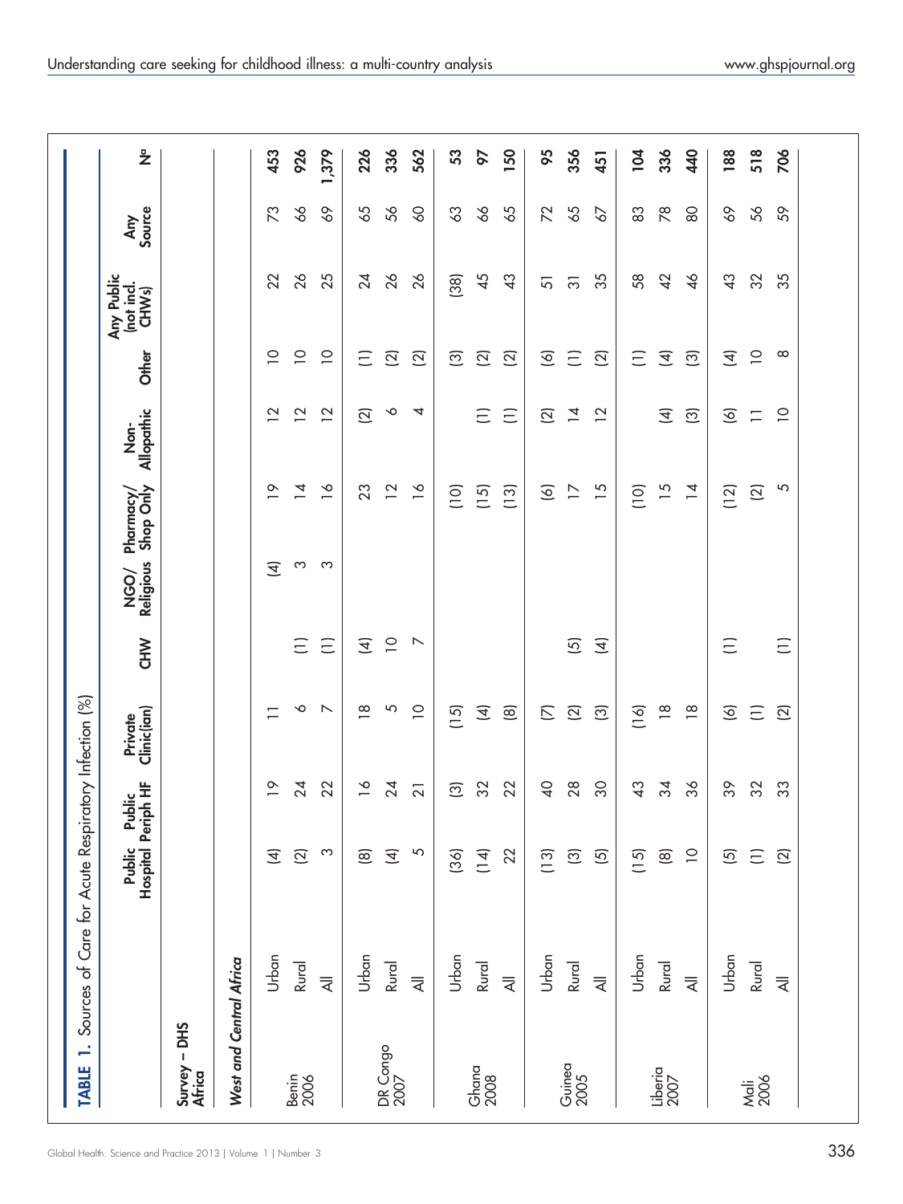**TABLE 1.** Sources of Care for Acute Respiratory Infection (%)

| Survey – DHS Africa | | Public Hospital | Public Periph HF | Private Clinic(ian) | CHW | NGO/ Religious | Pharmacy/ Shop Only | Non-Allopathic | Other | Any Public (not incl. CHWs) | Any Source | N[a] |
|---|---|---|---|---|---|---|---|---|---|---|---|---|
| ***West and Central Africa*** | | | | | | | | | | | | |
| Benin 2006 | Urban | (4) | 19 | 11 | | (4) | 19 | 12 | 10 | 22 | 73 | **453** |
| | Rural | (2) | 24 | 6 | (1) | 3 | 14 | 12 | 10 | 26 | 66 | **926** |
| | All | 3 | 22 | 7 | (1) | 3 | 16 | 12 | 10 | 25 | 69 | **1,379** |
| DR Congo 2007 | Urban | (8) | 16 | 18 | (4) | | 23 | (2) | (1) | 24 | 65 | **226** |
| | Rural | (4) | 24 | 5 | 10 | | 12 | 6 | (2) | 26 | 56 | **336** |
| | All | 5 | 21 | 10 | 7 | | 16 | 4 | (2) | 26 | 60 | **562** |
| Ghana 2008 | Urban | (36) | (3) | (15) | | | (10) | | (3) | (38) | 63 | **53** |
| | Rural | (14) | 32 | (4) | | | (15) | (1) | (2) | 45 | 66 | **97** |
| | All | 22 | 22 | (8) | | | (13) | (1) | (2) | 43 | 65 | **150** |
| Guinea 2005 | Urban | (13) | 40 | (7) | | | (6) | (2) | (6) | 51 | 72 | **95** |
| | Rural | (3) | 28 | (2) | (5) | | 17 | 14 | (1) | 31 | 65 | **356** |
| | All | (5) | 30 | (3) | (4) | | 15 | 12 | (2) | 35 | 67 | **451** |
| Liberia 2007 | Urban | (15) | 43 | (16) | | | (10) | | (1) | 58 | 83 | **104** |
| | Rural | (8) | 34 | 18 | | | 15 | (4) | (4) | 42 | 78 | **336** |
| | All | 10 | 36 | 18 | | | 14 | (3) | (3) | 46 | 80 | **440** |
| Mali 2006 | Urban | (5) | 39 | (6) | (1) | | (12) | (6) | (4) | 43 | 69 | **188** |
| | Rural | (1) | 32 | (1) | | | (2) | 11 | 10 | 32 | 56 | **518** |
| | All | (2) | 33 | (2) | (1) | | 5 | 10 | 8 | 35 | 59 | **706** |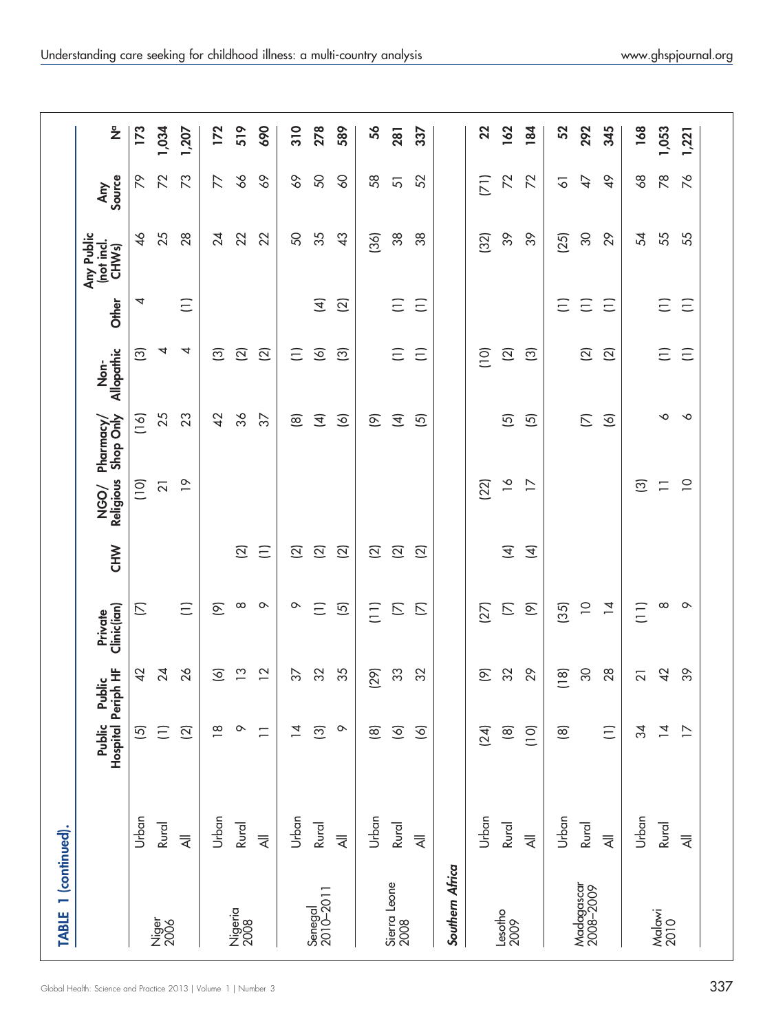**TABLE 1 (continued).**

| | | Public Hospital | Public Periph HF | Private Clinic(ian) | CHW | NGO/ Religious | Pharmacy/ Shop Only | Non-Allopathic | Other | Any Public (not incl. CHWs) | Any Source | N[a] |
|---|---|---|---|---|---|---|---|---|---|---|---|---|
| Niger 2006 | Urban | (5) | 42 | (7) | | (10) | (16) | (3) | 4 | 46 | 79 | **173** |
| | Rural | (1) | 24 | | | 21 | 25 | 4 | | 25 | 72 | **1,034** |
| | All | (2) | 26 | (1) | | 19 | 23 | 4 | (1) | 28 | 73 | **1,207** |
| Nigeria 2008 | Urban | 18 | (6) | (9) | | | 42 | (3) | | 24 | 77 | **172** |
| | Rural | 9 | 13 | 8 | (2) | | 36 | (2) | | 22 | 66 | **519** |
| | All | 11 | 12 | 9 | (1) | | 37 | (2) | | 22 | 69 | **690** |
| Senegal 2010–2011 | Urban | 14 | 37 | 9 | (2) | | (8) | (1) | | 50 | 69 | **310** |
| | Rural | (3) | 32 | (1) | (2) | | (4) | (6) | (4) | 35 | 50 | **278** |
| | All | 9 | 35 | (5) | (2) | | (6) | (3) | (2) | 43 | 60 | **589** |
| Sierra Leone 2008 | Urban | (8) | (29) | (11) | (2) | | (9) | | | (36) | 58 | **56** |
| | Rural | (6) | 33 | (7) | (2) | | (4) | (1) | (1) | 38 | 51 | **281** |
| | All | (6) | 32 | (7) | (2) | | (5) | (1) | (1) | 38 | 52 | **337** |
| ***Southern Africa*** | | | | | | | | | | | | |
| Lesotho 2009 | Urban | (24) | (9) | (27) | | (22) | | (10) | | (32) | (71) | **22** |
| | Rural | (8) | 32 | (7) | (4) | 16 | (5) | (2) | | 39 | 72 | **162** |
| | All | (10) | 29 | (9) | (4) | 17 | (5) | (3) | | 39 | 72 | **184** |
| Madagascar 2008–2009 | Urban | (8) | (18) | (35) | | | | | (1) | (25) | 61 | **52** |
| | Rural | | 30 | 10 | | | (7) | (2) | (1) | 30 | 47 | **292** |
| | All | (1) | 28 | 14 | | | (6) | (2) | (1) | 29 | 49 | **345** |
| Malawi 2010 | Urban | 34 | 21 | (11) | | (3) | | | | 54 | 68 | **168** |
| | Rural | 14 | 42 | 8 | | 11 | 6 | (1) | (1) | 55 | 78 | **1,053** |
| | All | 17 | 39 | 9 | | 10 | 6 | (1) | (1) | 55 | 76 | **1,221** |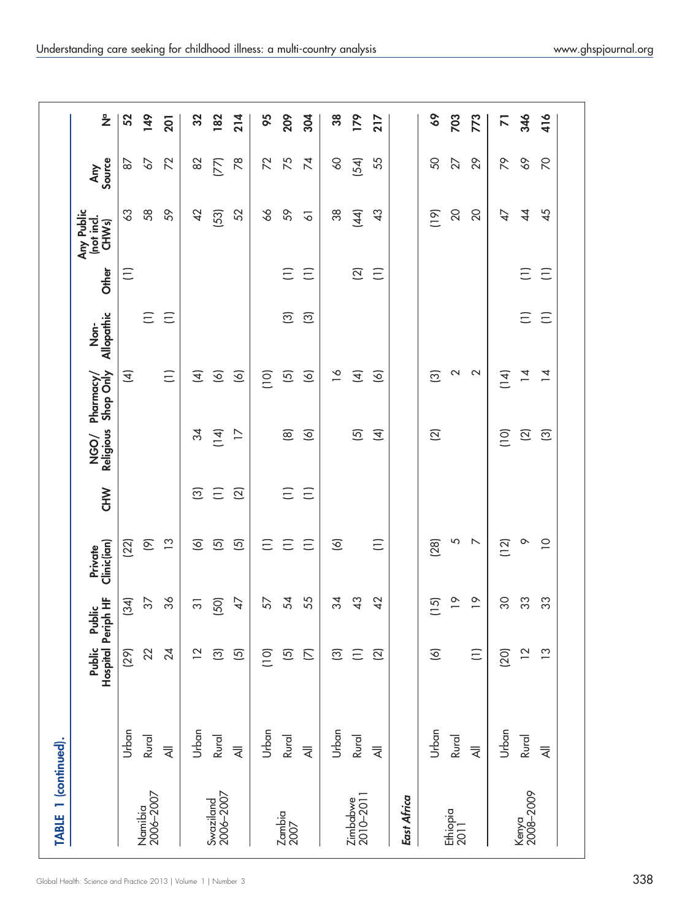**TABLE 1 (continued).**

| | | Public Hospital | Public Periph HF | Private Clinic(ian) | CHW | NGO/ Religious | Pharmacy/ Shop Only | Non-Allopathic | Other | Any Public (not incl. CHWs) | Any Source | N[a] |
|---|---|---|---|---|---|---|---|---|---|---|---|---|
| Namibia 2006–2007 | Urban | (29) | (34) | (22) | | | (4) | | (1) | 63 | 87 | **52** |
| | Rural | 22 | 37 | (9) | | | | (1) | | 58 | 67 | **149** |
| | All | 24 | 36 | 13 | | | (1) | (1) | | 59 | 72 | **201** |
| Swaziland 2006–2007 | Urban | 12 | 31 | (6) | (3) | 34 | (4) | | | 42 | 82 | **32** |
| | Rural | (3) | (50) | (5) | (1) | (14) | (6) | | | (53) | (77) | **182** |
| | All | (5) | 47 | (5) | (2) | 17 | (6) | | | 52 | 78 | **214** |
| Zambia 2007 | Urban | (10) | 57 | (1) | | | (10) | | | 66 | 72 | **95** |
| | Rural | (5) | 54 | (1) | (1) | (8) | (5) | (3) | (1) | 59 | 75 | **209** |
| | All | (7) | 55 | (1) | (1) | (6) | (6) | (3) | (1) | 61 | 74 | **304** |
| Zimbabwe 2010–2011 | Urban | (3) | 34 | (6) | | | 16 | | | 38 | 60 | **38** |
| | Rural | (1) | 43 | | | (5) | (4) | | (2) | (44) | (54) | **179** |
| | All | (2) | 42 | (1) | | (4) | (6) | | (1) | 43 | 55 | **217** |
| ***East Africa*** | | | | | | | | | | | | |
| Ethiopia 2011 | Urban | (6) | (15) | (28) | | (2) | (3) | | | (19) | 50 | **69** |
| | Rural | | 19 | 5 | | | 2 | | | 20 | 27 | **703** |
| | All | (1) | 19 | 7 | | | 2 | | | 20 | 29 | **773** |
| Kenya 2008–2009 | Urban | (20) | 30 | (12) | | (10) | (14) | | | 47 | 79 | **71** |
| | Rural | 12 | 33 | 9 | | (2) | 14 | (1) | (1) | 44 | 69 | **346** |
| | All | 13 | 33 | 10 | | (3) | 14 | (1) | (1) | 45 | 70 | **416** |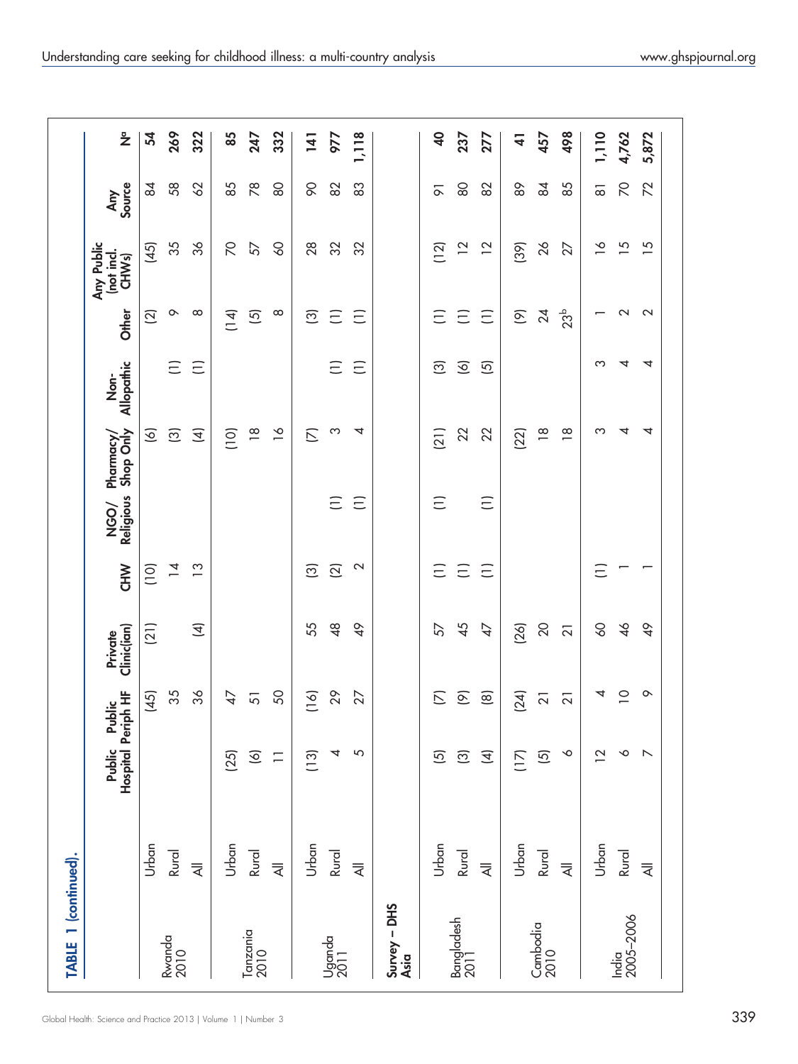**TABLE 1 (continued).**

| | | Public Hospital | Public Periph HF | Private Clinic(ian) | CHW | NGO/ Religious | Pharmacy/ Shop Only | Non-Allopathic | Other | Any Public (not incl. CHWs) | Any Source | N[a] |
|---|---|---|---|---|---|---|---|---|---|---|---|---|
| Rwanda 2010 | Urban | | (45) | (21) | (10) | | (6) | | (2) | (45) | 84 | **54** |
| | Rural | | 35 | | 14 | | (3) | (1) | 9 | 35 | 58 | **269** |
| | All | | 36 | (4) | 13 | | (4) | (1) | 8 | 36 | 62 | **322** |
| Tanzania 2010 | Urban | (25) | 47 | | | | (10) | | (14) | 70 | 85 | **85** |
| | Rural | (6) | 51 | | | | 18 | | (5) | 57 | 78 | **247** |
| | All | 11 | 50 | | | | 16 | | 8 | 60 | 80 | **332** |
| Uganda 2011 | Urban | (13) | (16) | 55 | (3) | | (7) | | (3) | 28 | 90 | **141** |
| | Rural | 4 | 29 | 48 | (2) | (1) | 3 | (1) | (1) | 32 | 82 | **977** |
| | All | 5 | 27 | 49 | 2 | (1) | 4 | (1) | (1) | 32 | 83 | **1,118** |
| **Survey – DHS Asia** | | | | | | | | | | | | |
| Bangladesh 2011 | Urban | (5) | (7) | 57 | (1) | (1) | (21) | (3) | (1) | (12) | 91 | **40** |
| | Rural | (3) | (9) | 45 | (1) | | 22 | (6) | (1) | 12 | 80 | **237** |
| | All | (4) | (8) | 47 | (1) | (1) | 22 | (5) | (1) | 12 | 82 | **277** |
| Cambodia 2010 | Urban | (17) | (24) | (26) | | | (22) | | (9) | (39) | 89 | **41** |
| | Rural | (5) | 21 | 20 | | | 18 | | 24 | 26 | 84 | **457** |
| | All | 6 | 21 | 21 | | | 18 | | 23[b] | 27 | 85 | **498** |
| India 2005–2006 | Urban | 12 | 4 | 60 | (1) | | 3 | 3 | 1 | 16 | 81 | **1,110** |
| | Rural | 6 | 10 | 46 | 1 | | 4 | 4 | 2 | 15 | 70 | **4,762** |
| | All | 7 | 9 | 49 | 1 | | 4 | 4 | 2 | 15 | 72 | **5,872** |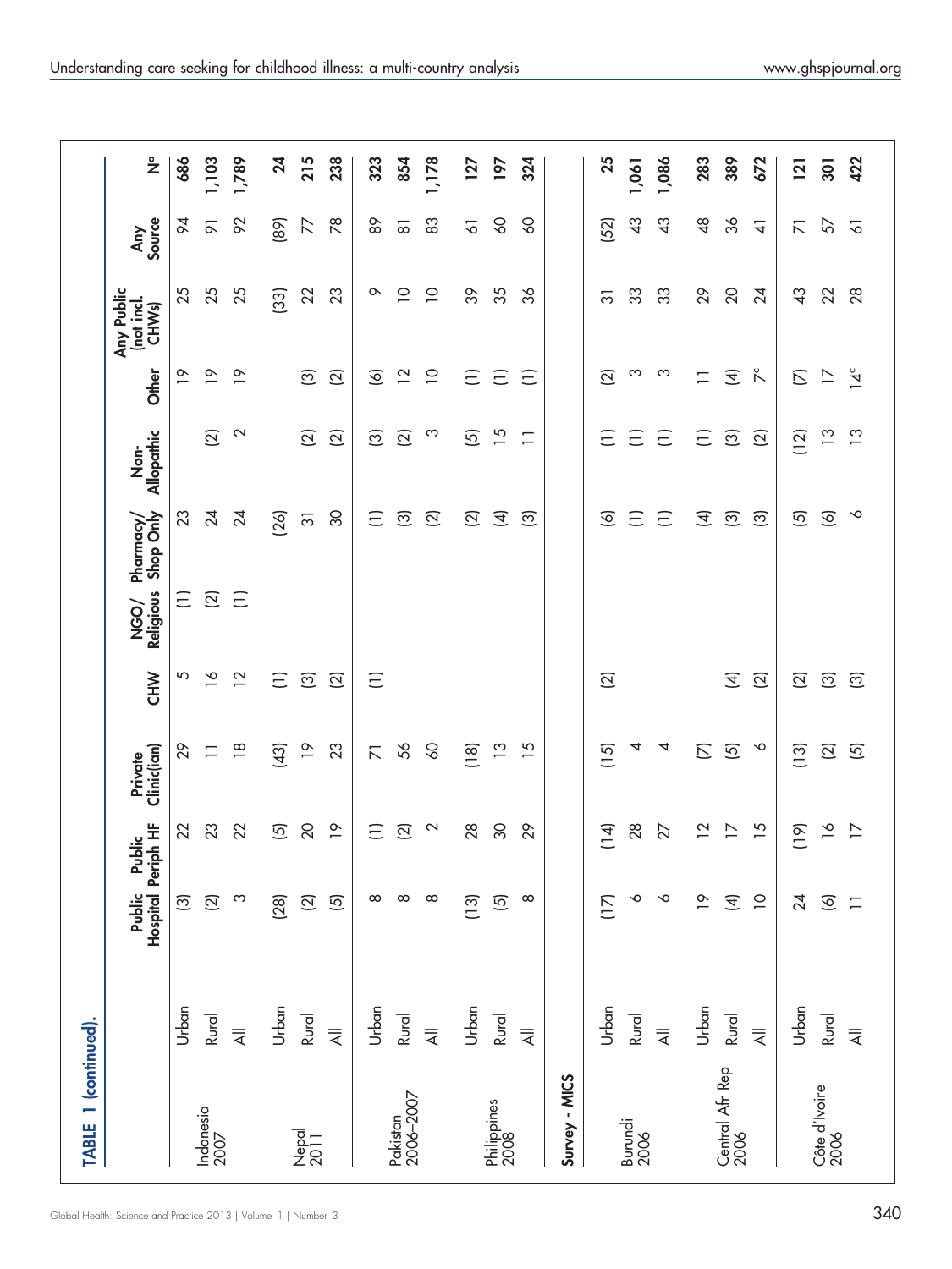**TABLE 1 (continued).**

| | | Public Hospital | Public Periph HF | Private Clinic(ian) | CHW | NGO/ Religious | Pharmacy/ Shop Only | Non-Allopathic | Other | Any Public (not incl. CHWs) | Any Source | N[a] |
|---|---|---|---|---|---|---|---|---|---|---|---|---|
| Indonesia 2007 | Urban | (3) | 22 | 29 | 5 | (1) | 23 | | 19 | 25 | 94 | 686 |
| | Rural | (2) | 23 | 11 | 16 | (2) | 24 | (2) | 19 | 25 | 91 | 1,103 |
| | All | 3 | 22 | 18 | 12 | (1) | 24 | 2 | 19 | 25 | 92 | 1,789 |
| Nepal 2011 | Urban | (28) | (5) | (43) | (1) | | (26) | | | (33) | (89) | 24 |
| | Rural | (2) | 20 | 19 | (3) | | 31 | (2) | (3) | 22 | 77 | 215 |
| | All | (5) | 19 | 23 | (2) | | 30 | (2) | (2) | 23 | 78 | 238 |
| Pakistan 2006–2007 | Urban | 8 | (1) | 71 | (1) | | (1) | (3) | (6) | 9 | 89 | 323 |
| | Rural | 8 | (2) | 56 | | | (3) | (2) | 12 | 10 | 81 | 854 |
| | All | 8 | 2 | 60 | | | (2) | 3 | 10 | 10 | 83 | 1,178 |
| Philippines 2008 | Urban | (13) | 28 | (18) | | | (2) | (5) | (1) | 39 | 61 | 127 |
| | Rural | (5) | 30 | 13 | | | (4) | 15 | (1) | 35 | 60 | 197 |
| | All | 8 | 29 | 15 | | | (3) | 11 | (1) | 36 | 60 | 324 |
| **Survey - MICS** | | | | | | | | | | | | |
| Burundi 2006 | Urban | (17) | (14) | (15) | (2) | | (6) | (1) | (2) | 31 | (52) | 25 |
| | Rural | 6 | 28 | 4 | | | (1) | (1) | 3 | 33 | 43 | 1,061 |
| | All | 6 | 27 | 4 | | | (1) | (1) | 3 | 33 | 43 | 1,086 |
| Central Afr Rep 2006 | Urban | 19 | 12 | (7) | | | (4) | (1) | 11 | 29 | 48 | 283 |
| | Rural | (4) | 17 | (5) | (4) | | (3) | (3) | (4) | 20 | 36 | 389 |
| | All | 10 | 15 | 6 | (2) | | (3) | (2) | 7[c] | 24 | 41 | 672 |
| Côte d'Ivoire 2006 | Urban | 24 | (19) | (13) | (2) | | (5) | (12) | (7) | 43 | 71 | 121 |
| | Rural | (6) | 16 | (2) | (3) | | (6) | 13 | 17 | 22 | 57 | 301 |
| | All | 11 | 17 | (5) | (3) | | 6 | 13 | 14[c] | 28 | 61 | 422 |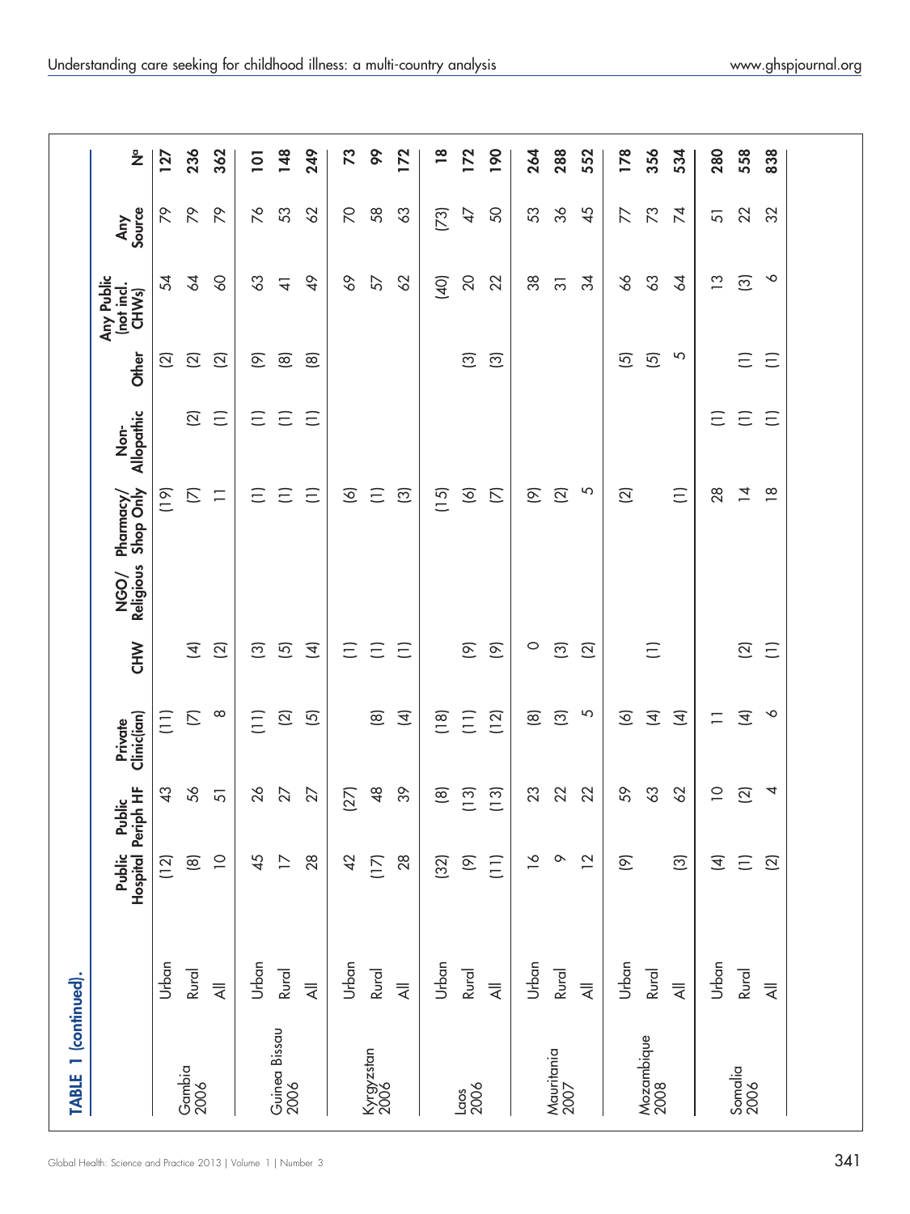**TABLE 1 (continued).**

| | | Public Hospital | Public Periph HF | Private Clinic(ian) | CHW | NGO/ Religious | Pharmacy/ Shop Only | Non-Allopathic | Other | Any Public (not incl. CHWs) | Any Source | N[a] |
|---|---|---|---|---|---|---|---|---|---|---|---|---|
| Gambia 2006 | Urban | (12) | 43 | (11) | | | (19) | | (2) | 54 | 79 | 127 |
| | Rural | (8) | 56 | (7) | (4) | | (7) | (2) | (2) | 64 | 79 | 236 |
| | All | 10 | 51 | 8 | (2) | | 11 | (1) | (2) | 60 | 79 | 362 |
| Guinea Bissau 2006 | Urban | 45 | 26 | (11) | (3) | | (1) | (1) | (9) | 63 | 76 | 101 |
| | Rural | 17 | 27 | (2) | (5) | | (1) | (1) | (8) | 41 | 53 | 148 |
| | All | 28 | 27 | (5) | (4) | | (1) | (1) | (8) | 49 | 62 | 249 |
| Kyrgyzstan 2006 | Urban | 42 | (27) | | (1) | | (6) | | | 69 | 70 | 73 |
| | Rural | (17) | 48 | (8) | (1) | | (1) | | | 57 | 58 | 99 |
| | All | 28 | 39 | (4) | (1) | | (3) | | | 62 | 63 | 172 |
| Laos 2006 | Urban | (32) | (8) | (18) | | | (15) | | | (40) | (73) | 18 |
| | Rural | (9) | (13) | (11) | (9) | | (6) | | (3) | 20 | 47 | 172 |
| | All | (11) | (13) | (12) | (9) | | (7) | | (3) | 22 | 50 | 190 |
| Mauritania 2007 | Urban | 16 | 23 | (8) | 0 | | (9) | | | 38 | 53 | 264 |
| | Rural | 9 | 22 | (3) | (3) | | (2) | | | 31 | 36 | 288 |
| | All | 12 | 22 | 5 | (2) | | 5 | | | 34 | 45 | 552 |
| Mozambique 2008 | Urban | (9) | 59 | (6) | | | (2) | | (5) | 66 | 77 | 178 |
| | Rural | | 63 | (4) | (1) | | | | (5) | 63 | 73 | 356 |
| | All | (3) | 62 | (4) | | | (1) | | 5 | 64 | 74 | 534 |
| Somalia 2006 | Urban | (4) | 10 | 11 | | | 28 | (1) | | 13 | 51 | 280 |
| | Rural | (1) | (2) | (4) | (2) | | 14 | (1) | (1) | (3) | 22 | 558 |
| | All | (2) | 4 | 6 | (1) | | 18 | (1) | (1) | 6 | 32 | 838 |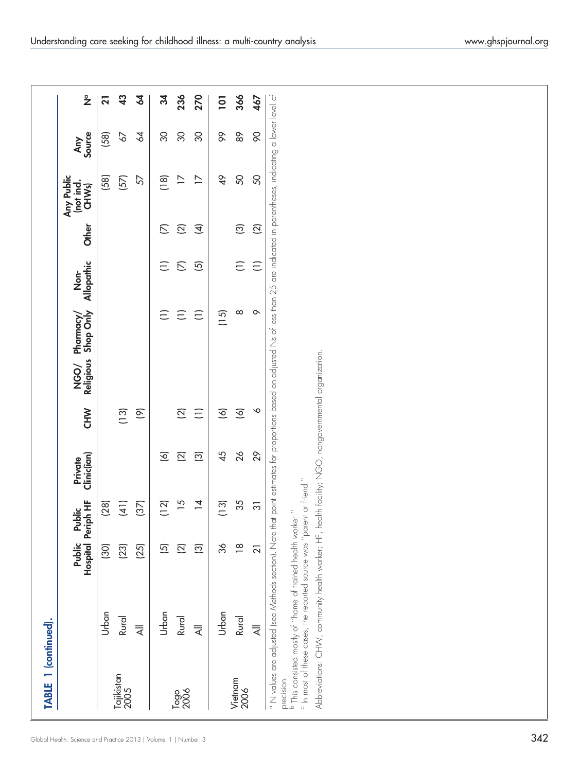**TABLE 1 (continued).**

| | | Public Hospital | Public Periph HF | Private Clinic(ian) | CHW | NGO/ Religious | Pharmacy/ Shop Only | Non-Allopathic | Other | Any Public (not incl. CHWs) | Any Source | N[a] |
|---|---|---|---|---|---|---|---|---|---|---|---|---|
| Tajikistan 2005 | Urban | (30) | (28) | | | | | | | (58) | (58) | 21 |
| | Rural | (23) | (41) | | (13) | | | | | (57) | 67 | 43 |
| | All | (25) | (37) | | (9) | | | | | 57 | 64 | 64 |
| Togo 2006 | Urban | (5) | (12) | (6) | | | (1) | (1) | (7) | (18) | 30 | 34 |
| | Rural | (2) | 15 | (2) | (2) | | (1) | (7) | (2) | 17 | 30 | 236 |
| | All | (3) | 14 | (3) | (1) | | (1) | (5) | (4) | 17 | 30 | 270 |
| Vietnam 2006 | Urban | 36 | (13) | 45 | (6) | | (15) | | | 49 | 99 | 101 |
| | Rural | 18 | 35 | 26 | (6) | | 8 | (1) | (3) | 50 | 89 | 366 |
| | All | 21 | 31 | 29 | 6 | | 9 | (1) | (2) | 50 | 90 | 467 |

[a] N values are adjusted (see Methods section). Note that point estimates for proportions based on adjusted Ns of less than 25 are indicated in parentheses, indicating a lower level of precision.

[b] This consisted mostly of "home of trained health worker."

[c] In most of these cases, the reported source was "parent or friend."

Abbreviations: CHW, community health worker; HF, health facility; NGO, nongovernmental organization.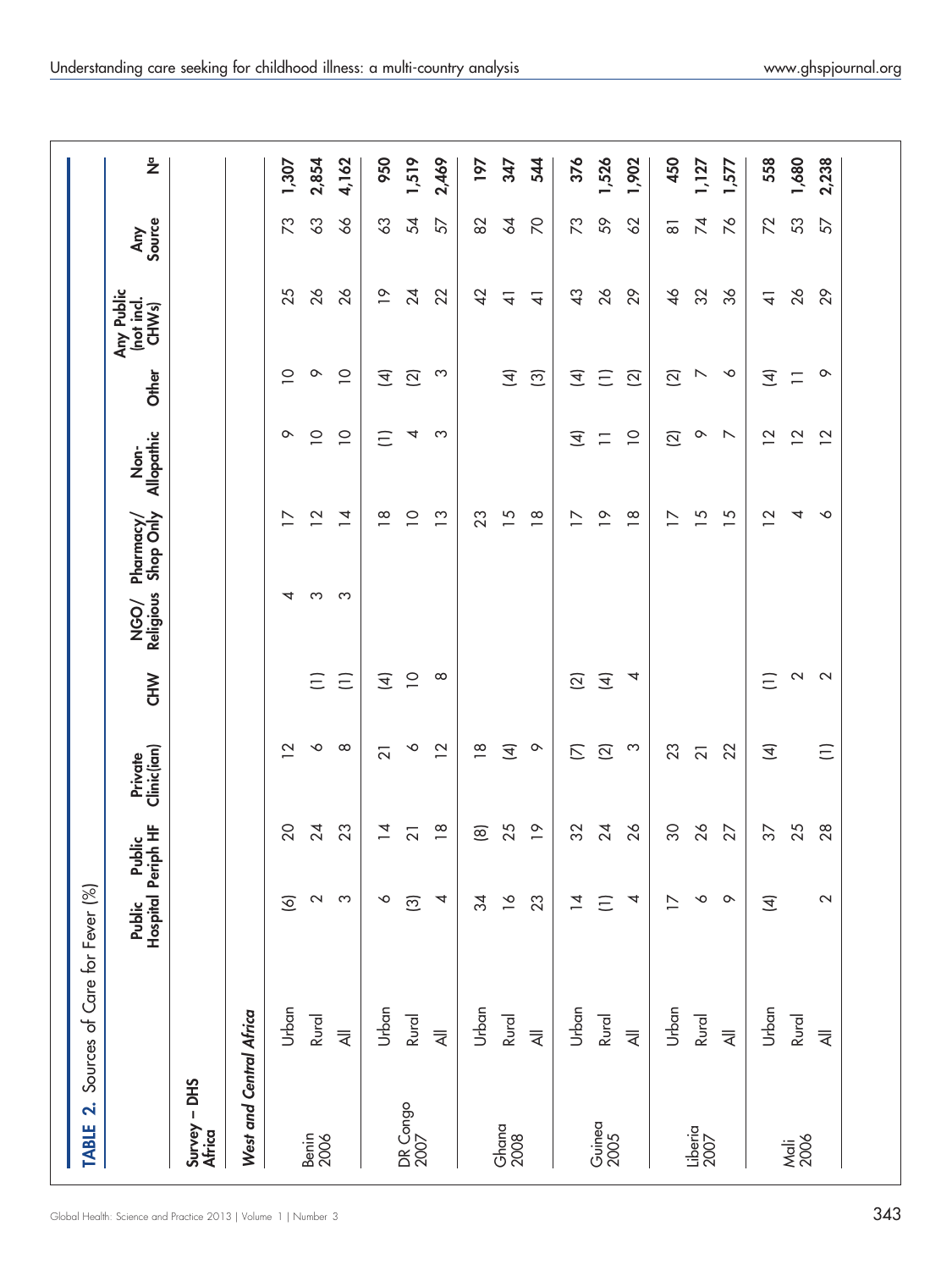**TABLE 2.** Sources of Care for Fever (%)

| Survey – DHS Africa | | Public Hospital | Public Periph HF | Private Clinic(ian) | CHW | NGO/ Religious | Pharmacy/ Shop Only | Non-Allopathic | Other | Any Public (not incl. CHWs) | Any Source | N[a] |
|---|---|---|---|---|---|---|---|---|---|---|---|---|
| ***West and Central Africa*** | | | | | | | | | | | | |
| Benin 2006 | Urban | (6) | 20 | 12 | | 4 | 17 | 9 | 10 | 25 | 73 | **1,307** |
| | Rural | 2 | 24 | 6 | (1) | 3 | 12 | 10 | 9 | 26 | 63 | **2,854** |
| | All | 3 | 23 | 8 | (1) | 3 | 14 | 10 | 10 | 26 | 66 | **4,162** |
| DR Congo 2007 | Urban | 6 | 14 | 21 | (4) | | 18 | (1) | (4) | 19 | 63 | **950** |
| | Rural | (3) | 21 | 6 | 10 | | 10 | 4 | (2) | 24 | 54 | **1,519** |
| | All | 4 | 18 | 12 | 8 | | 13 | 3 | 3 | 22 | 57 | **2,469** |
| Ghana 2008 | Urban | 34 | (8) | 18 | | | 23 | | | 42 | 82 | **197** |
| | Rural | 16 | 25 | (4) | | | 15 | | (4) | 41 | 64 | **347** |
| | All | 23 | 19 | 9 | | | 18 | | (3) | 41 | 70 | **544** |
| Guinea 2005 | Urban | 14 | 32 | (7) | (2) | | 17 | (4) | (4) | 43 | 73 | **376** |
| | Rural | (1) | 24 | (2) | (4) | | 19 | 11 | (1) | 26 | 59 | **1,526** |
| | All | 4 | 26 | 3 | 4 | | 18 | 10 | (2) | 29 | 62 | **1,902** |
| Liberia 2007 | Urban | 17 | 30 | 23 | | | 17 | (2) | (2) | 46 | 81 | **450** |
| | Rural | 6 | 26 | 21 | | | 15 | 9 | 7 | 32 | 74 | **1,127** |
| | All | 9 | 27 | 22 | | | 15 | 7 | 6 | 36 | 76 | **1,577** |
| Mali 2006 | Urban | (4) | 37 | (4) | (1) | | 12 | 12 | (4) | 41 | 72 | **558** |
| | Rural | | 25 | | 2 | | 4 | 12 | 11 | 26 | 53 | **1,680** |
| | All | 2 | 28 | (1) | 2 | | 6 | 12 | 9 | 29 | 57 | **2,238** |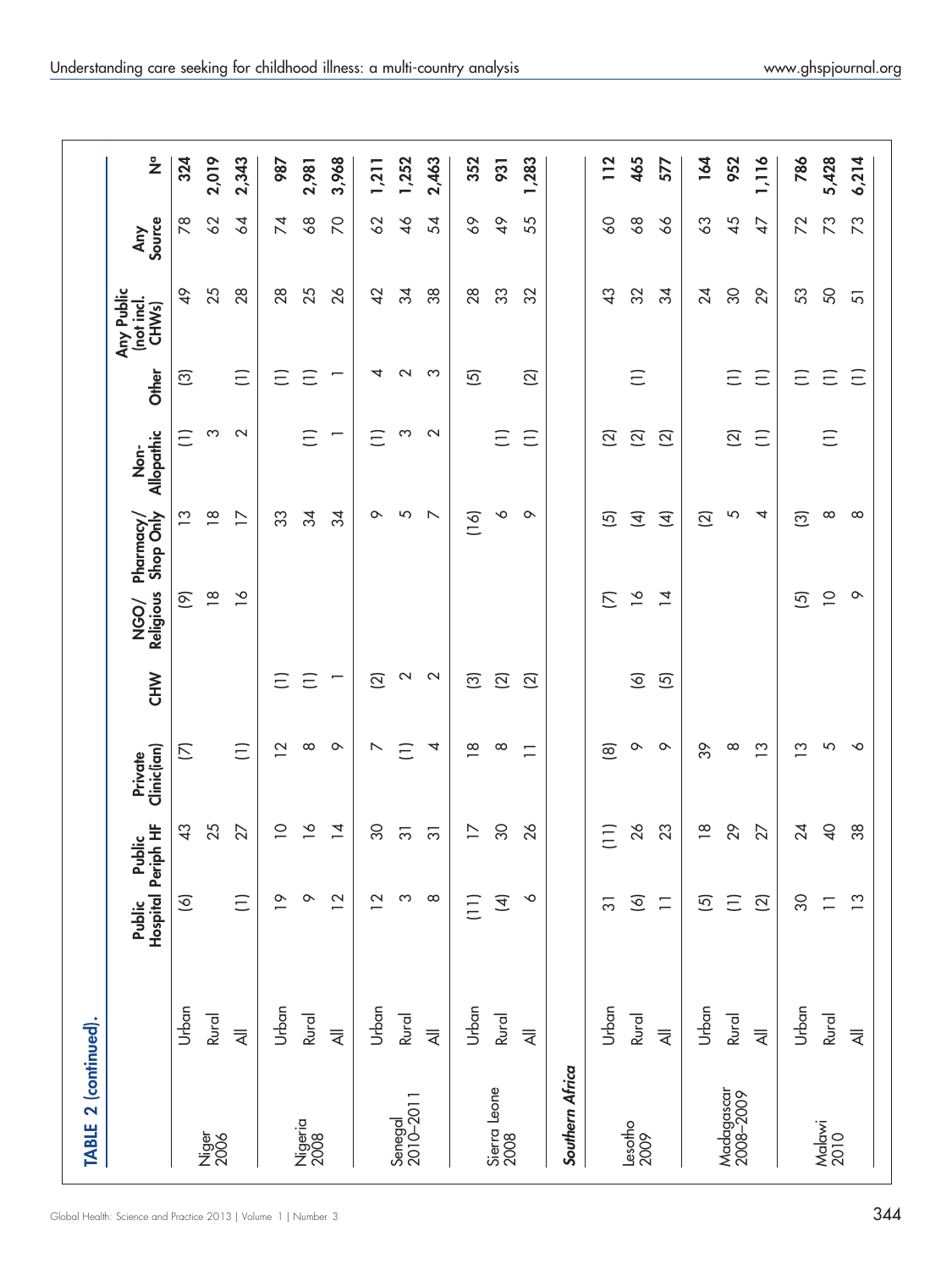**TABLE 2 (continued).**

| | | Public Hospital | Public Periph HF | Private Clinic(ian) | CHW | NGO/ Religious | Pharmacy/ Shop Only | Non-Allopathic | Other | Any Public (not incl. CHWs) | Any Source | N[a] |
|---|---|---|---|---|---|---|---|---|---|---|---|---|
| Niger 2006 | Urban | (6) | 43 | (7) | | (9) | 13 | (1) | (3) | 49 | 78 | 324 |
| | Rural | | 25 | | | 18 | 18 | 3 | | 25 | 62 | 2,019 |
| | All | (1) | 27 | (1) | | 16 | 17 | 2 | (1) | 28 | 64 | 2,343 |
| Nigeria 2008 | Urban | 19 | 10 | 12 | (1) | | 33 | | (1) | 28 | 74 | 987 |
| | Rural | 9 | 16 | 8 | (1) | | 34 | (1) | (1) | 25 | 68 | 2,981 |
| | All | 12 | 14 | 9 | 1 | | 34 | 1 | 1 | 26 | 70 | 3,968 |
| Senegal 2010–2011 | Urban | 12 | 30 | 7 | (2) | | 9 | (1) | 4 | 42 | 62 | 1,211 |
| | Rural | 3 | 31 | (1) | 2 | | 5 | 3 | 2 | 34 | 46 | 1,252 |
| | All | 8 | 31 | 4 | 2 | | 7 | 2 | 3 | 38 | 54 | 2,463 |
| Sierra Leone 2008 | Urban | (11) | 17 | 18 | (3) | | (16) | | (5) | 28 | 69 | 352 |
| | Rural | (4) | 30 | 8 | (2) | | 6 | (1) | | 33 | 49 | 931 |
| | All | 6 | 26 | 11 | (2) | | 9 | (1) | (2) | 32 | 55 | 1,283 |
| ***Southern Africa*** | | | | | | | | | | | | |
| Lesotho 2009 | Urban | 31 | (11) | (8) | | (7) | (5) | (2) | | 43 | 60 | 112 |
| | Rural | (6) | 26 | 9 | (6) | 16 | (4) | (2) | (1) | 32 | 68 | 465 |
| | All | 11 | 23 | 9 | (5) | 14 | (4) | (2) | | 34 | 66 | 577 |
| Madagascar 2008–2009 | Urban | (5) | 18 | 39 | | | (2) | | | 24 | 63 | 164 |
| | Rural | (1) | 29 | 8 | | | 5 | (2) | (1) | 30 | 45 | 952 |
| | All | (2) | 27 | 13 | | | 4 | (1) | (1) | 29 | 47 | 1,116 |
| Malawi 2010 | Urban | 30 | 24 | 13 | | (5) | (3) | | (1) | 53 | 72 | 786 |
| | Rural | 11 | 40 | 5 | | 10 | 8 | (1) | (1) | 50 | 73 | 5,428 |
| | All | 13 | 38 | 6 | | 9 | 8 | | (1) | 51 | 73 | 6,214 |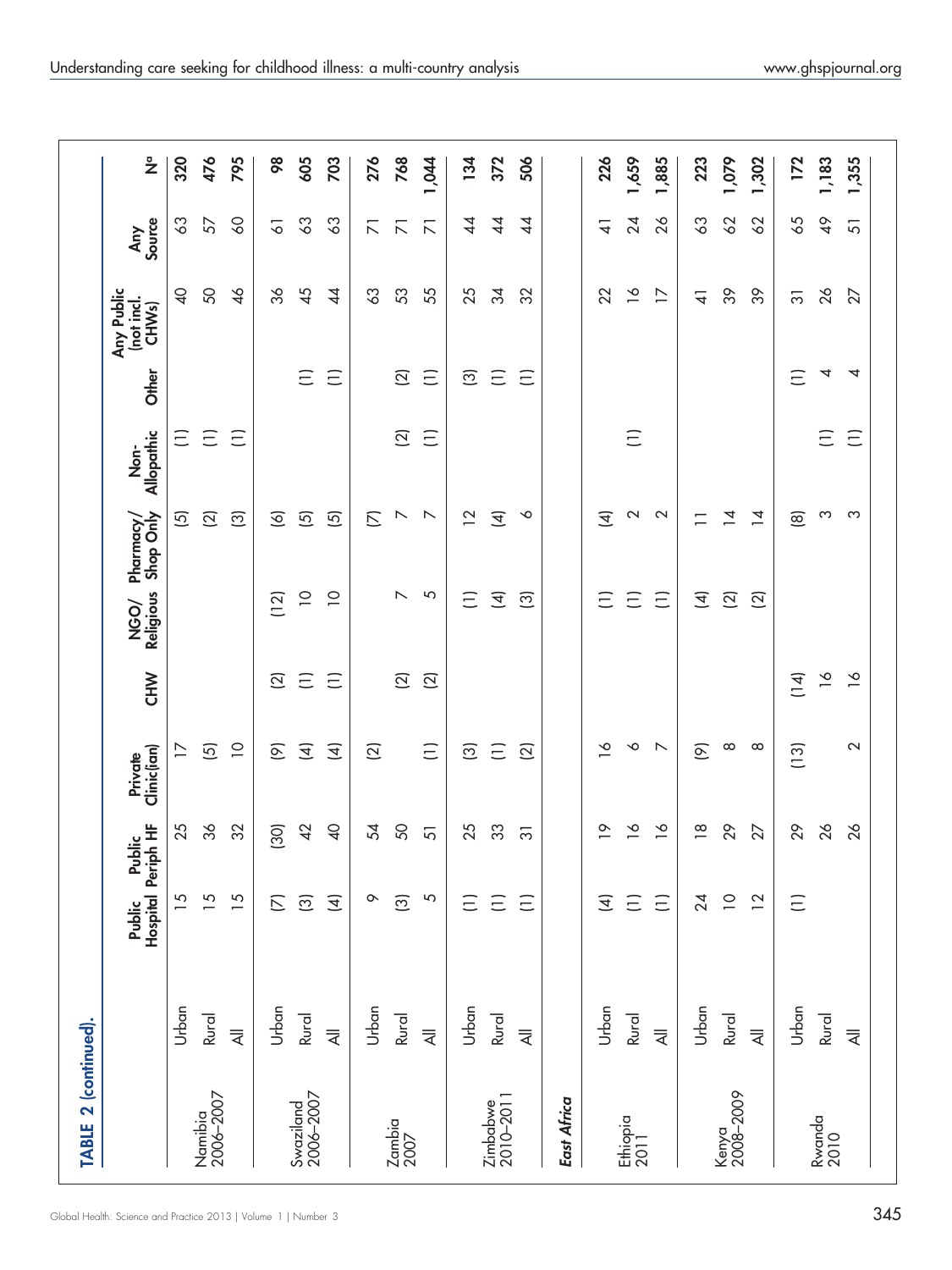**TABLE 2 (continued).**

| | | Public Hospital | Public Periph HF | Private Clinic(ian) | CHW | NGO/ Religious | Pharmacy/ Shop Only | Non-Allopathic | Other | Any Public (not incl. CHWs) | Any Source | N[a] |
|---|---|---|---|---|---|---|---|---|---|---|---|---|
| Namibia 2006–2007 | Urban | 15 | 25 | 17 | | | (5) | (1) | | 40 | 63 | **320** |
| | Rural | 15 | 36 | (5) | | | (2) | (1) | | 50 | 57 | **476** |
| | All | 15 | 32 | 10 | | | (3) | (1) | | 46 | 60 | **795** |
| Swaziland 2006–2007 | Urban | (7) | (30) | (9) | (2) | (12) | (6) | | | 36 | 61 | **98** |
| | Rural | (3) | 42 | (4) | (1) | 10 | (5) | | (1) | 45 | 63 | **605** |
| | All | (4) | 40 | (4) | (1) | 10 | (5) | | (1) | 44 | 63 | **703** |
| Zambia 2007 | Urban | 9 | 54 | (2) | | | (7) | | | 63 | 71 | **276** |
| | Rural | (3) | 50 | | (2) | 7 | 7 | (2) | (2) | 53 | 71 | **768** |
| | All | 5 | 51 | (1) | (2) | 5 | 7 | (1) | (1) | 55 | 71 | **1,044** |
| Zimbabwe 2010–2011 | Urban | (1) | 25 | (3) | | (1) | 12 | | (3) | 25 | 44 | **134** |
| | Rural | (1) | 33 | (1) | | (4) | (4) | | (1) | 34 | 44 | **372** |
| | All | (1) | 31 | (2) | | (3) | 6 | | (1) | 32 | 44 | **506** |
| ***East Africa*** | | | | | | | | | | | | |
| Ethiopia 2011 | Urban | (4) | 19 | 16 | | (1) | (4) | | | 22 | 41 | **226** |
| | Rural | (1) | 16 | 6 | | (1) | 2 | (1) | | 16 | 24 | **1,659** |
| | All | (1) | 16 | 7 | | (1) | 2 | | | 17 | 26 | **1,885** |
| Kenya 2008–2009 | Urban | 24 | 18 | (9) | | (4) | 11 | | | 41 | 63 | **223** |
| | Rural | 10 | 29 | 8 | | (2) | 14 | | | 39 | 62 | **1,079** |
| | All | 12 | 27 | 8 | | (2) | 14 | | | 39 | 62 | **1,302** |
| Rwanda 2010 | Urban | (1) | 29 | (13) | (14) | | (8) | | (1) | 31 | 65 | **172** |
| | Rural | | 26 | | 16 | | 3 | (1) | 4 | 26 | 49 | **1,183** |
| | All | | 26 | 2 | 16 | | 3 | (1) | 4 | 27 | 51 | **1,355** |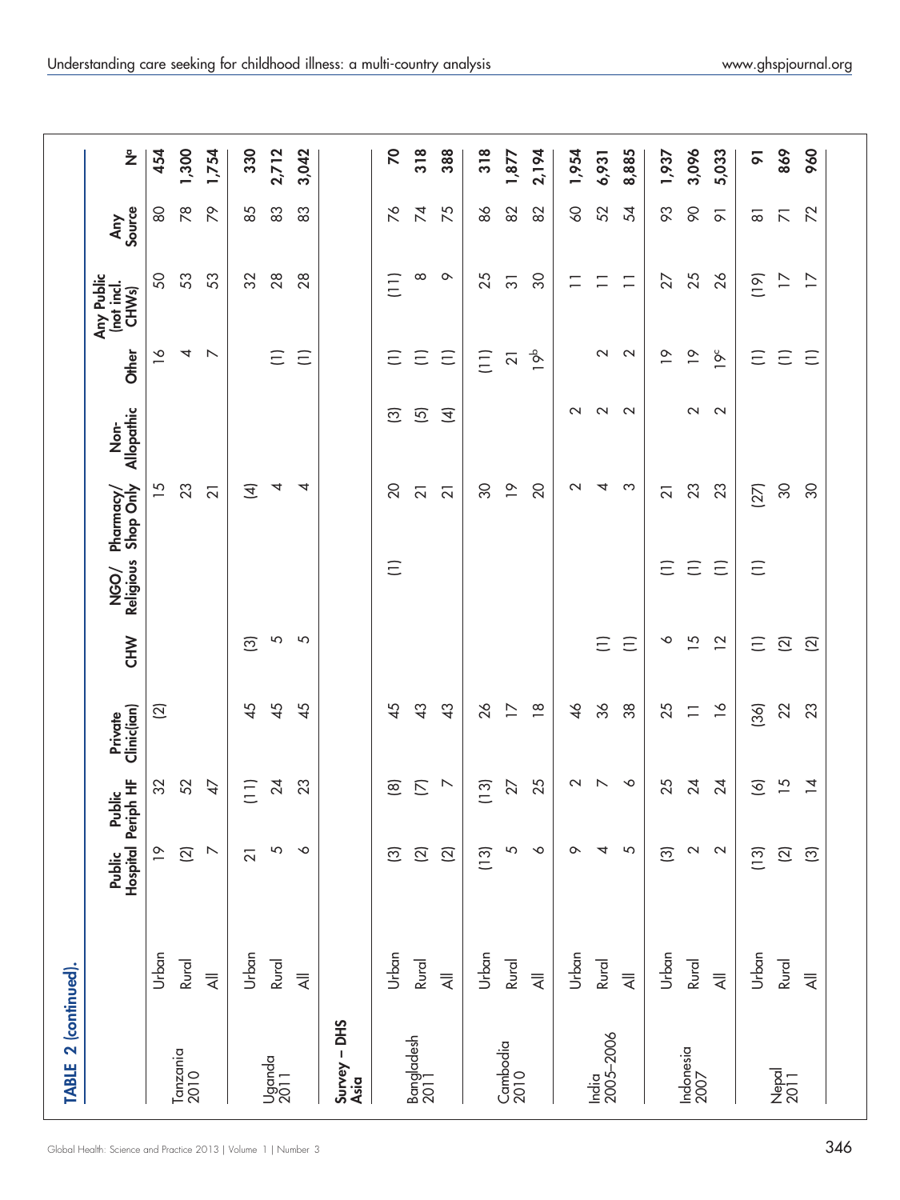**TABLE 2 (continued).**

| | | Public Hospital | Public Periph HF | Private Clinic(ian) | CHW | NGO/ Religious | Pharmacy/ Shop Only | Non-Allopathic | Other | Any Public (not incl. CHWs) | Any Source | N[a] |
|---|---|---|---|---|---|---|---|---|---|---|---|---|
| Tanzania 2010 | Urban | 19 | 32 | (2) | | | 15 | | 16 | 50 | 80 | **454** |
| | Rural | (2) | 52 | | | | 23 | | 4 | 53 | 78 | **1,300** |
| | All | 7 | 47 | | | | 21 | | 7 | 53 | 79 | **1,754** |
| Uganda 2011 | Urban | 21 | (11) | 45 | (3) | | (4) | | | 32 | 85 | **330** |
| | Rural | 5 | 24 | 45 | 5 | | 4 | | (1) | 28 | 83 | **2,712** |
| | All | 6 | 23 | 45 | 5 | | 4 | | (1) | 28 | 83 | **3,042** |
| **Survey – DHS Asia** | | | | | | | | | | | | |
| Bangladesh 2011 | Urban | (3) | (8) | 45 | | (1) | 20 | (3) | (1) | (11) | 76 | **70** |
| | Rural | (2) | (7) | 43 | | | 21 | (5) | (1) | 8 | 74 | **318** |
| | All | (2) | 7 | 43 | | | 21 | (4) | (1) | 9 | 75 | **388** |
| Cambodia 2010 | Urban | (13) | (13) | 26 | | | 30 | | (11) | 25 | 86 | **318** |
| | Rural | 5 | 27 | 17 | | | 19 | | 21 | 31 | 82 | **1,877** |
| | All | 6 | 25 | 18 | | | 20 | | 19[b] | 30 | 82 | **2,194** |
| India 2005–2006 | Urban | 9 | 2 | 46 | | | 2 | 2 | | 11 | 60 | **1,954** |
| | Rural | 4 | 7 | 36 | (1) | | 4 | 2 | 2 | 11 | 52 | **6,931** |
| | All | 5 | 6 | 38 | (1) | | 3 | 2 | 2 | 11 | 54 | **8,885** |
| Indonesia 2007 | Urban | (3) | 25 | 25 | 6 | (1) | 21 | | 19 | 27 | 93 | **1,937** |
| | Rural | 2 | 24 | 11 | 15 | (1) | 23 | 2 | 19 | 25 | 90 | **3,096** |
| | All | 2 | 24 | 16 | 12 | (1) | 23 | 2 | 19[c] | 26 | 91 | **5,033** |
| Nepal 2011 | Urban | (13) | (6) | (36) | (1) | (1) | (27) | | (1) | (19) | 81 | **91** |
| | Rural | (2) | 15 | 22 | (2) | | 30 | | (1) | 17 | 71 | **869** |
| | All | (3) | 14 | 23 | (2) | | 30 | | (1) | 17 | 72 | **960** |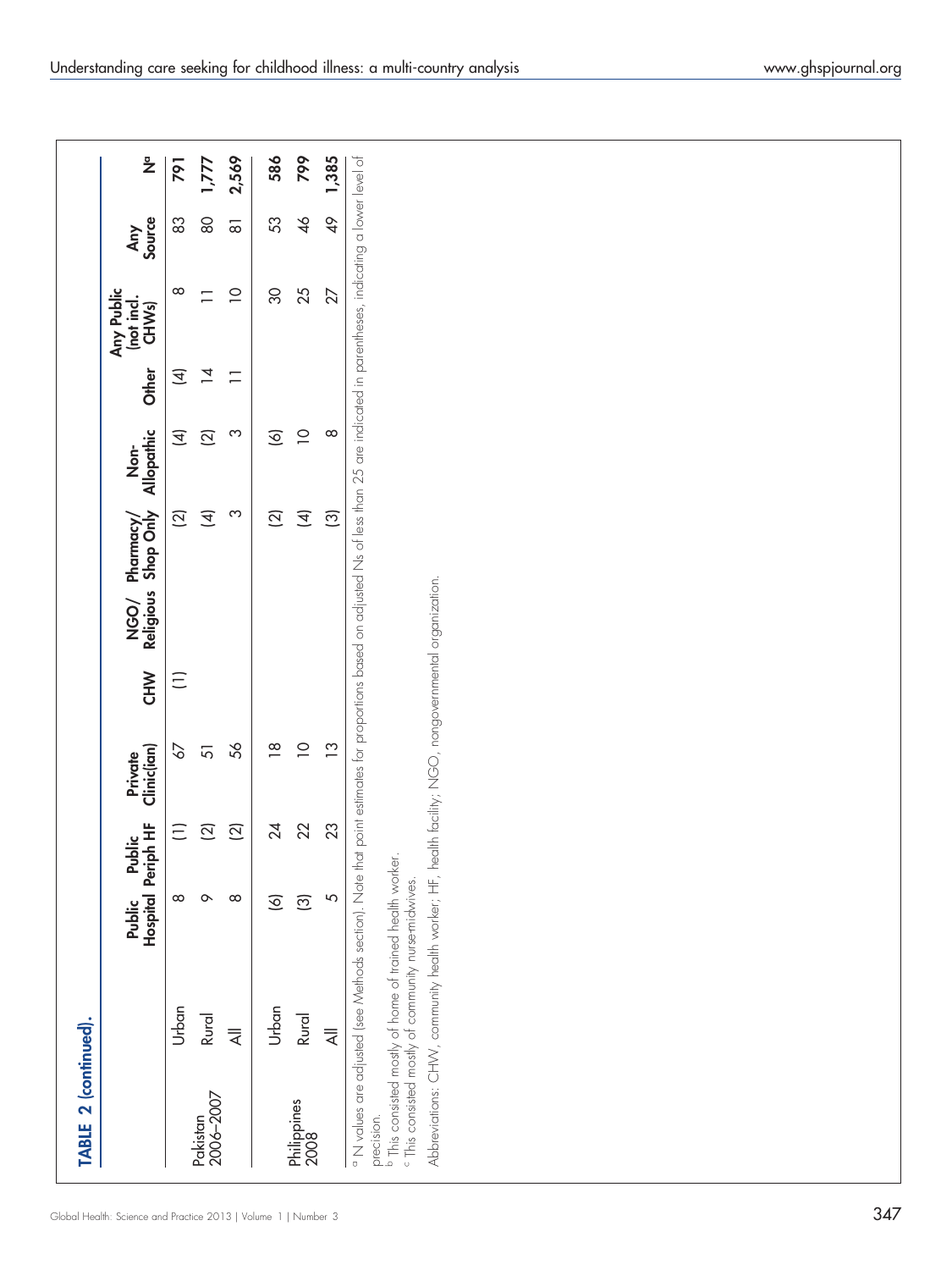**TABLE 2 (continued).**

| | | Public Hospital | Public Periph HF | Private Clinic(ian) | CHW | NGO/ Religious | Pharmacy/ Shop Only | Non-Allopathic | Other | Any Public (not incl. CHWs) | Any Source | N[a] |
|---|---|---|---|---|---|---|---|---|---|---|---|---|
| Pakistan 2006–2007 | Urban | 8 | (1) | 67 | (1) | | (2) | (4) | (4) | 8 | 83 | 791 |
| | Rural | 9 | (2) | 51 | | | (4) | (2) | 14 | 11 | 80 | 1,777 |
| | All | 8 | (2) | 56 | | | 3 | 3 | 11 | 10 | 81 | 2,569 |
| Philippines 2008 | Urban | (6) | 24 | 18 | | | (2) | (6) | | 30 | 53 | 586 |
| | Rural | (3) | 22 | 10 | | | (4) | 10 | | 25 | 46 | 799 |
| | All | 5 | 23 | 13 | | | (3) | 8 | | 27 | 49 | 1,385 |

[a] N values are adjusted (see Methods section). Note that point estimates for proportions based on adjusted Ns of less than 25 are indicated in parentheses, indicating a lower level of precision.

[b] This consisted mostly of home of trained health worker.

[c] This consisted mostly of community nurse-midwives.

Abbreviations: CHW, community health worker; HF, health facility; NGO, nongovernmental organization.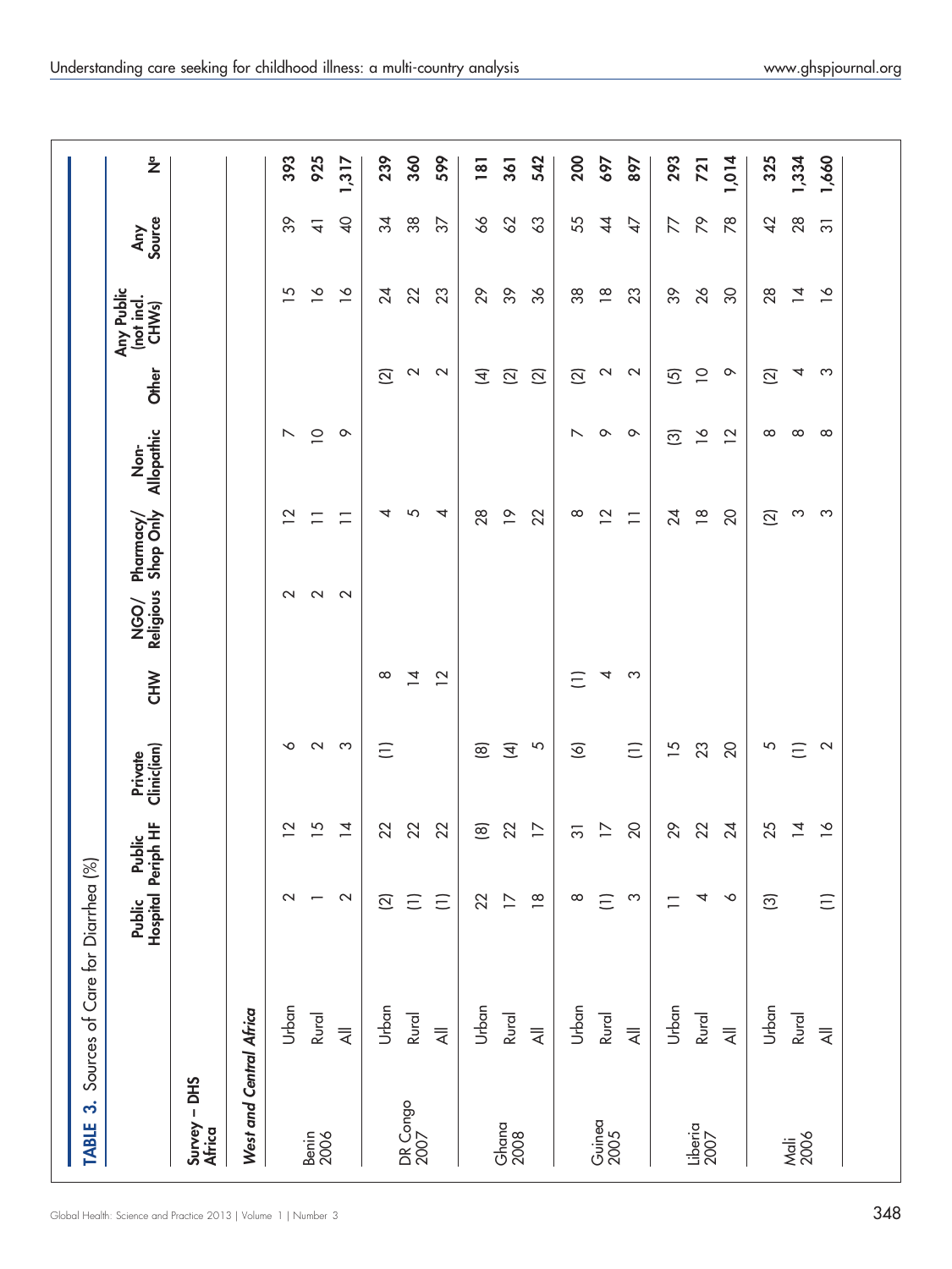**TABLE 3.** Sources of Care for Diarrhea (%)

| | | Public Hospital | Public Periph HF | Private Clinic(ian) | CHW | NGO/ Religious | Pharmacy/ Shop Only | Non-Allopathic | Other | Any Public (not incl. CHWs) | Any Source | N[a] |
|---|---|---|---|---|---|---|---|---|---|---|---|---|
| **Survey – DHS Africa** | | | | | | | | | | | | |
| ***West and Central Africa*** | | | | | | | | | | | | |
| Benin 2006 | Urban | 2 | 12 | 6 | | 2 | 12 | 7 | | 15 | 39 | **393** |
| | Rural | 1 | 15 | 2 | | 2 | 11 | 10 | | 16 | 41 | **925** |
| | All | 2 | 14 | 3 | | 2 | 11 | 9 | | 16 | 40 | **1,317** |
| DR Congo 2007 | Urban | (2) | 22 | (1) | 8 | | 4 | | (2) | 24 | 34 | **239** |
| | Rural | (1) | 22 | | 14 | | 5 | | 2 | 22 | 38 | **360** |
| | All | (1) | 22 | | 12 | | 4 | | 2 | 23 | 37 | **599** |
| Ghana 2008 | Urban | 22 | (8) | (8) | | | 28 | | (4) | 29 | 66 | **181** |
| | Rural | 17 | 22 | (4) | | | 19 | | (2) | 39 | 62 | **361** |
| | All | 18 | 17 | 5 | | | 22 | | (2) | 36 | 63 | **542** |
| Guinea 2005 | Urban | 8 | 31 | (6) | (1) | | 8 | 7 | (2) | 38 | 55 | **200** |
| | Rural | (1) | 17 | | 4 | | 12 | 9 | 2 | 18 | 44 | **697** |
| | All | 3 | 20 | (1) | 3 | | 11 | 9 | 2 | 23 | 47 | **897** |
| Liberia 2007 | Urban | 11 | 29 | 15 | | | 24 | (3) | (5) | 39 | 77 | **293** |
| | Rural | 4 | 22 | 23 | | | 18 | 16 | 10 | 26 | 79 | **721** |
| | All | 6 | 24 | 20 | | | 20 | 12 | 9 | 30 | 78 | **1,014** |
| Mali 2006 | Urban | (3) | 25 | 5 | | | (2) | 8 | (2) | 28 | 42 | **325** |
| | Rural | | 14 | (1) | | | 3 | 8 | 4 | 14 | 28 | **1,334** |
| | All | (1) | 16 | 2 | | | 3 | 8 | 3 | 16 | 31 | **1,660** |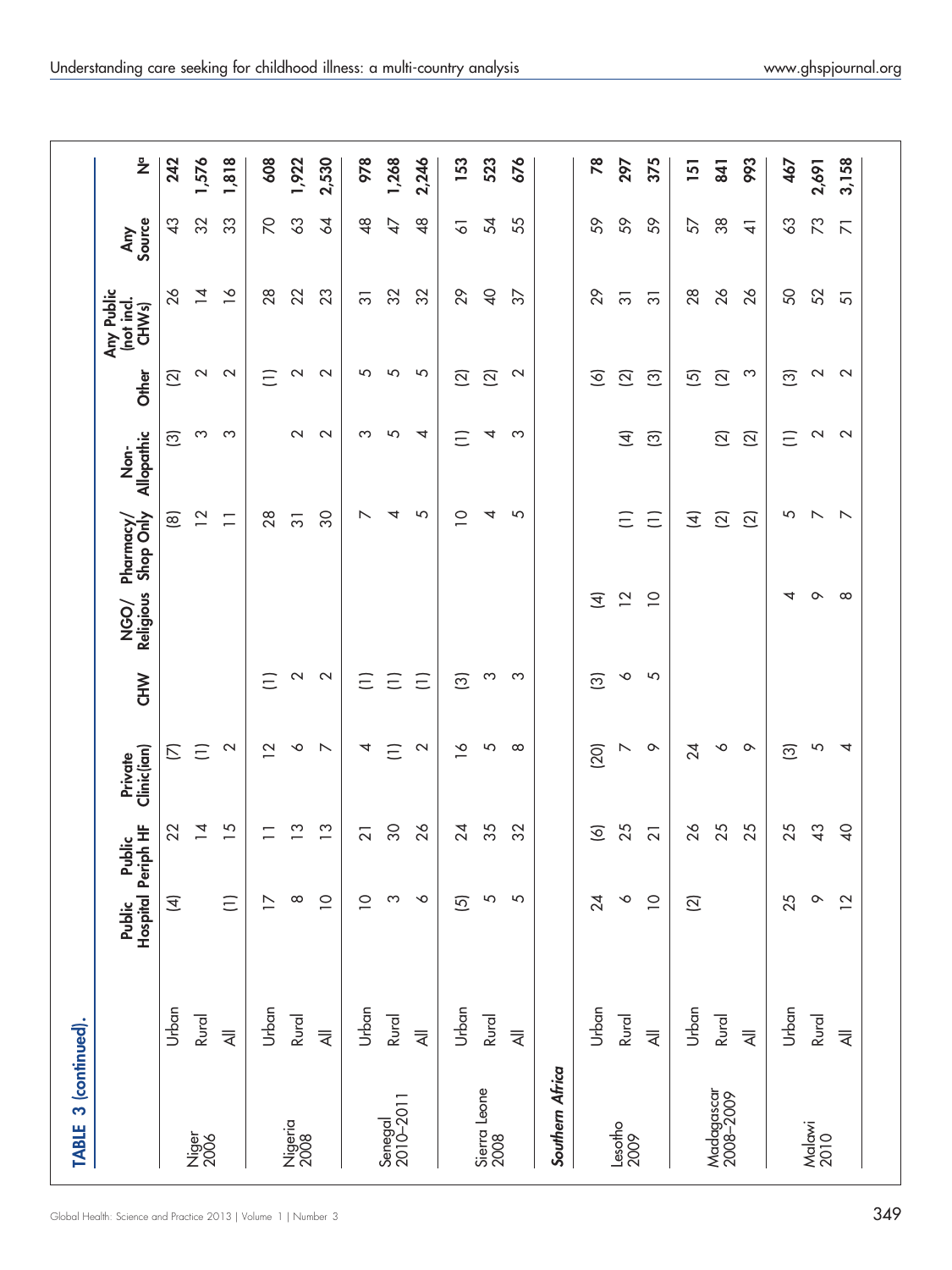**TABLE 3 (continued).**

| | | Public Hospital | Public Periph HF | Private Clinic(ian) | CHW | NGO/ Religious | Pharmacy/ Shop Only | Non-Allopathic | Other | Any Public (not incl. CHWs) | Any Source | N[a] |
|---|---|---|---|---|---|---|---|---|---|---|---|---|
| Niger 2006 | Urban | (4) | 22 | (7) | | | (8) | (3) | (2) | 26 | 43 | **242** |
| | Rural | | 14 | (1) | | | 12 | 3 | 2 | 14 | 32 | **1,576** |
| | All | (1) | 15 | 2 | | | 11 | 3 | 2 | 16 | 33 | **1,818** |
| Nigeria 2008 | Urban | 17 | 11 | 12 | (1) | | 28 | | (1) | 28 | 70 | **608** |
| | Rural | 8 | 13 | 6 | 2 | | 31 | 2 | 2 | 22 | 63 | **1,922** |
| | All | 10 | 13 | 7 | 2 | | 30 | 2 | 2 | 23 | 64 | **2,530** |
| Senegal 2010–2011 | Urban | 10 | 21 | 4 | (1) | | 7 | 3 | 5 | 31 | 48 | **978** |
| | Rural | 3 | 30 | (1) | (1) | | 4 | 5 | 5 | 32 | 47 | **1,268** |
| | All | 6 | 26 | 2 | (1) | | 5 | 4 | 5 | 32 | 48 | **2,246** |
| Sierra Leone 2008 | Urban | (5) | 24 | 16 | (3) | | 10 | (1) | (2) | 29 | 61 | **153** |
| | Rural | 5 | 35 | 5 | 3 | | 4 | 4 | (2) | 40 | 54 | **523** |
| | All | 5 | 32 | 8 | 3 | | 5 | 3 | 2 | 37 | 55 | **676** |
| ***Southern Africa*** | | | | | | | | | | | | |
| Lesotho 2009 | Urban | 24 | (6) | (20) | (3) | (4) | | | (6) | 29 | 59 | **78** |
| | Rural | 6 | 25 | 7 | 6 | 12 | (1) | (4) | (2) | 31 | 59 | **297** |
| | All | 10 | 21 | 9 | 5 | 10 | (1) | (3) | (3) | 31 | 59 | **375** |
| Madagascar 2008–2009 | Urban | (2) | 26 | 24 | | | (4) | | (5) | 28 | 57 | **151** |
| | Rural | | 25 | 6 | | | (2) | (2) | (2) | 26 | 38 | **841** |
| | All | | 25 | 9 | | | (2) | (2) | 3 | 26 | 41 | **993** |
| Malawi 2010 | Urban | 25 | 25 | (3) | | 4 | 5 | (1) | (3) | 50 | 63 | **467** |
| | Rural | 9 | 43 | 5 | | 9 | 7 | 2 | 2 | 52 | 73 | **2,691** |
| | All | 12 | 40 | 4 | | 8 | 7 | 2 | 2 | 51 | 71 | **3,158** |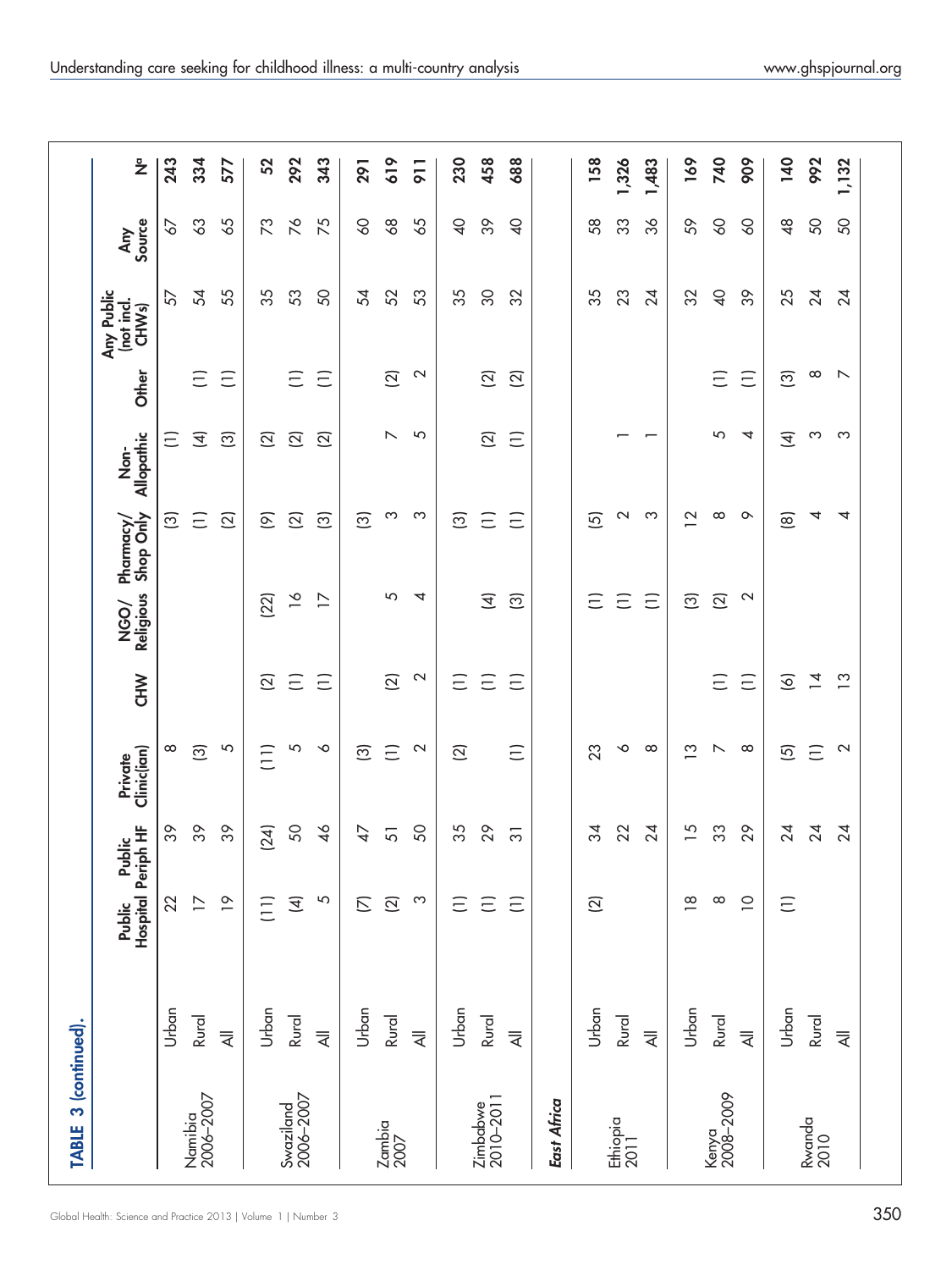**TABLE 3 (continued).**

| | | Public Hospital | Public Periph HF | Private Clinic(ian) | CHW | NGO/ Religious | Pharmacy/ Shop Only | Non-Allopathic | Other | Any Public (not incl. CHWs) | Any Source | N[c] |
|---|---|---|---|---|---|---|---|---|---|---|---|---|
| Namibia 2006–2007 | Urban | 22 | 39 | 8 | | | (3) | (1) | | 57 | 67 | 243 |
| | Rural | 17 | 39 | (3) | | | (1) | (4) | (1) | 54 | 63 | 334 |
| | All | 19 | 39 | 5 | | | (2) | (3) | (1) | 55 | 65 | 577 |
| Swaziland 2006–2007 | Urban | (11) | (24) | (11) | (2) | (22) | (9) | (2) | | 35 | 73 | 52 |
| | Rural | (4) | 50 | 5 | (1) | 16 | (2) | (2) | (1) | 53 | 76 | 292 |
| | All | 5 | 46 | 6 | (1) | 17 | (3) | (2) | (1) | 50 | 75 | 343 |
| Zambia 2007 | Urban | (7) | 47 | (3) | | | (3) | | | 54 | 60 | 291 |
| | Rural | (2) | 51 | (1) | (2) | 5 | 3 | 7 | (2) | 52 | 68 | 619 |
| | All | 3 | 50 | 2 | 2 | 4 | 3 | 5 | 2 | 53 | 65 | 911 |
| Zimbabwe 2010–2011 | Urban | (1) | 35 | (2) | (1) | | (3) | | | 35 | 40 | 230 |
| | Rural | (1) | 29 | | (1) | (4) | (1) | (2) | (2) | 30 | 39 | 458 |
| | All | (1) | 31 | (1) | (1) | (3) | (1) | (1) | (2) | 32 | 40 | 688 |
| ***East Africa*** | | | | | | | | | | | | |
| Ethiopia 2011 | Urban | (2) | 34 | 23 | | (1) | (5) | | | 35 | 58 | 158 |
| | Rural | | 22 | 6 | | (1) | 2 | 1 | | 23 | 33 | 1,326 |
| | All | | 24 | 8 | | (1) | 3 | 1 | | 24 | 36 | 1,483 |
| Kenya 2008–2009 | Urban | 18 | 15 | 13 | | (3) | 12 | | | 32 | 59 | 169 |
| | Rural | 8 | 33 | 7 | (1) | (2) | 8 | 5 | (1) | 40 | 60 | 740 |
| | All | 10 | 29 | 8 | (1) | 2 | 9 | 4 | (1) | 39 | 60 | 909 |
| Rwanda 2010 | Urban | (1) | 24 | (5) | (6) | | (8) | (4) | (3) | 25 | 48 | 140 |
| | Rural | | 24 | (1) | 14 | | 4 | 3 | 8 | 24 | 50 | 992 |
| | All | | 24 | 2 | 13 | | 4 | 3 | 7 | 24 | 50 | 1,132 |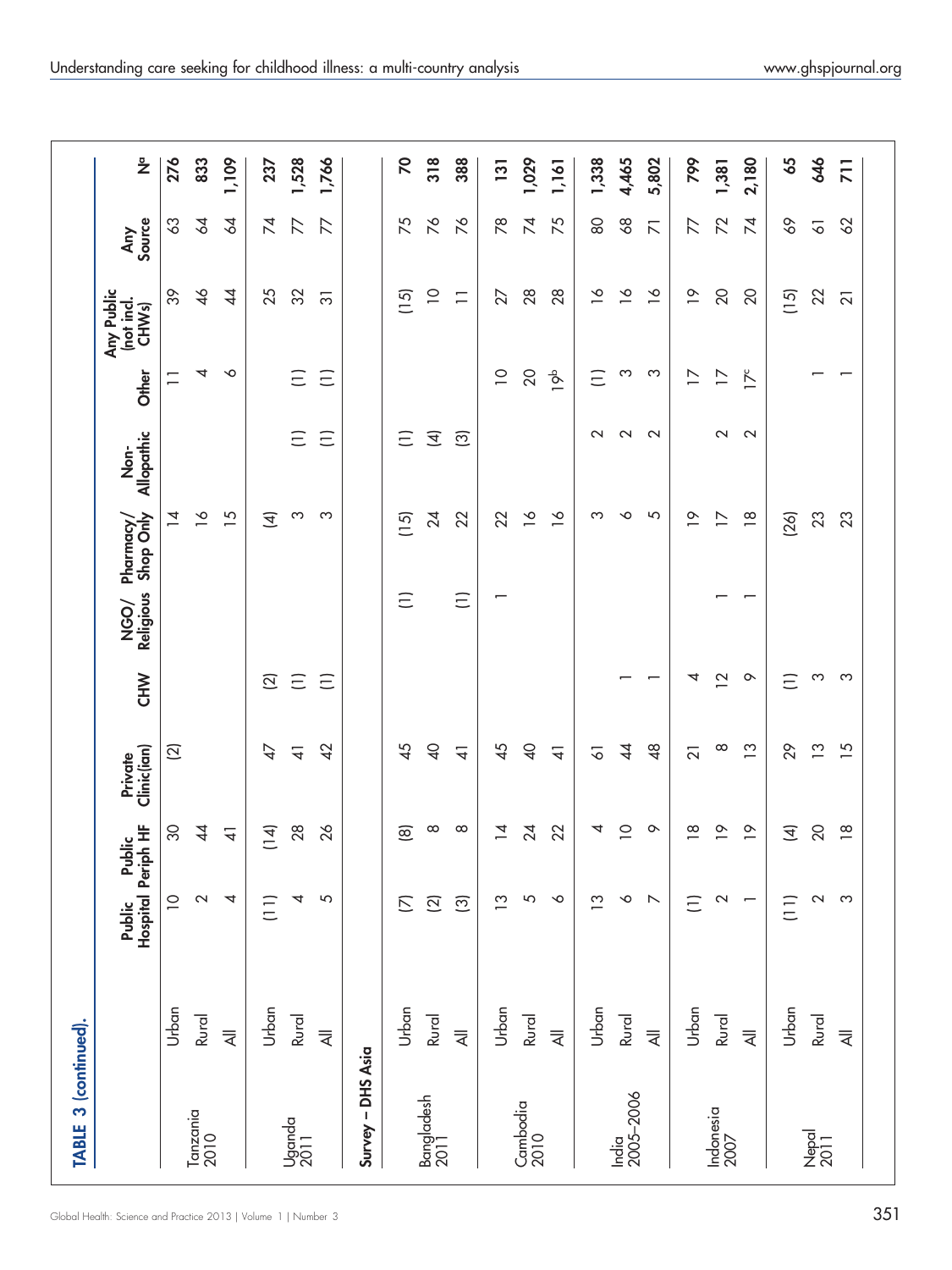**TABLE 3 (continued).**

| | | Public Hospital | Public Periph HF | Private Clinic(ian) | CHW | NGO/ Religious | Pharmacy/ Shop Only | Non-Allopathic | Other | Any Public (not incl. CHWs) | Any Source | N[a] |
|---|---|---|---|---|---|---|---|---|---|---|---|---|
| Tanzania 2010 | Urban | 10 | 30 | (2) | | | 14 | | 11 | 39 | 63 | 276 |
| | Rural | 2 | 44 | | | | 16 | | 4 | 46 | 64 | 833 |
| | All | 4 | 41 | | | | 15 | | 6 | 44 | 64 | 1,109 |
| Uganda 2011 | Urban | (11) | (14) | 47 | (2) | | (4) | | | 25 | 74 | 237 |
| | Rural | 4 | 28 | 41 | (1) | | 3 | (1) | (1) | 32 | 77 | 1,528 |
| | All | 5 | 26 | 42 | (1) | | 3 | (1) | (1) | 31 | 77 | 1,766 |
| **Survey – DHS Asia** | | | | | | | | | | | | |
| Bangladesh 2011 | Urban | (7) | (8) | 45 | | (1) | (15) | (1) | | (15) | 75 | 70 |
| | Rural | (2) | 8 | 40 | | | 24 | (4) | | 10 | 76 | 318 |
| | All | (3) | 8 | 41 | | (1) | 22 | (3) | | 11 | 76 | 388 |
| Cambodia 2010 | Urban | 13 | 14 | 45 | | 1 | 22 | | 10 | 27 | 78 | 131 |
| | Rural | 5 | 24 | 40 | | | 16 | | 20 | 28 | 74 | 1,029 |
| | All | 6 | 22 | 41 | | | 16 | | 19[b] | 28 | 75 | 1,161 |
| India 2005–2006 | Urban | 13 | 4 | 61 | | | 3 | 2 | (1) | 16 | 80 | 1,338 |
| | Rural | 6 | 10 | 44 | 1 | | 6 | 2 | 3 | 16 | 68 | 4,465 |
| | All | 7 | 9 | 48 | 1 | | 5 | 2 | 3 | 16 | 71 | 5,802 |
| Indonesia 2007 | Urban | (1) | 18 | 21 | 4 | | 19 | | 17 | 19 | 77 | 799 |
| | Rural | 2 | 19 | 8 | 12 | 1 | 17 | 2 | 17 | 20 | 72 | 1,381 |
| | All | 1 | 19 | 13 | 9 | 1 | 18 | 2 | 17[c] | 20 | 74 | 2,180 |
| Nepal 2011 | Urban | (11) | (4) | 29 | (1) | | (26) | | | (15) | 69 | 65 |
| | Rural | 2 | 20 | 13 | 3 | | 23 | | 1 | 22 | 61 | 646 |
| | All | 3 | 18 | 15 | 3 | | 23 | | 1 | 21 | 62 | 711 |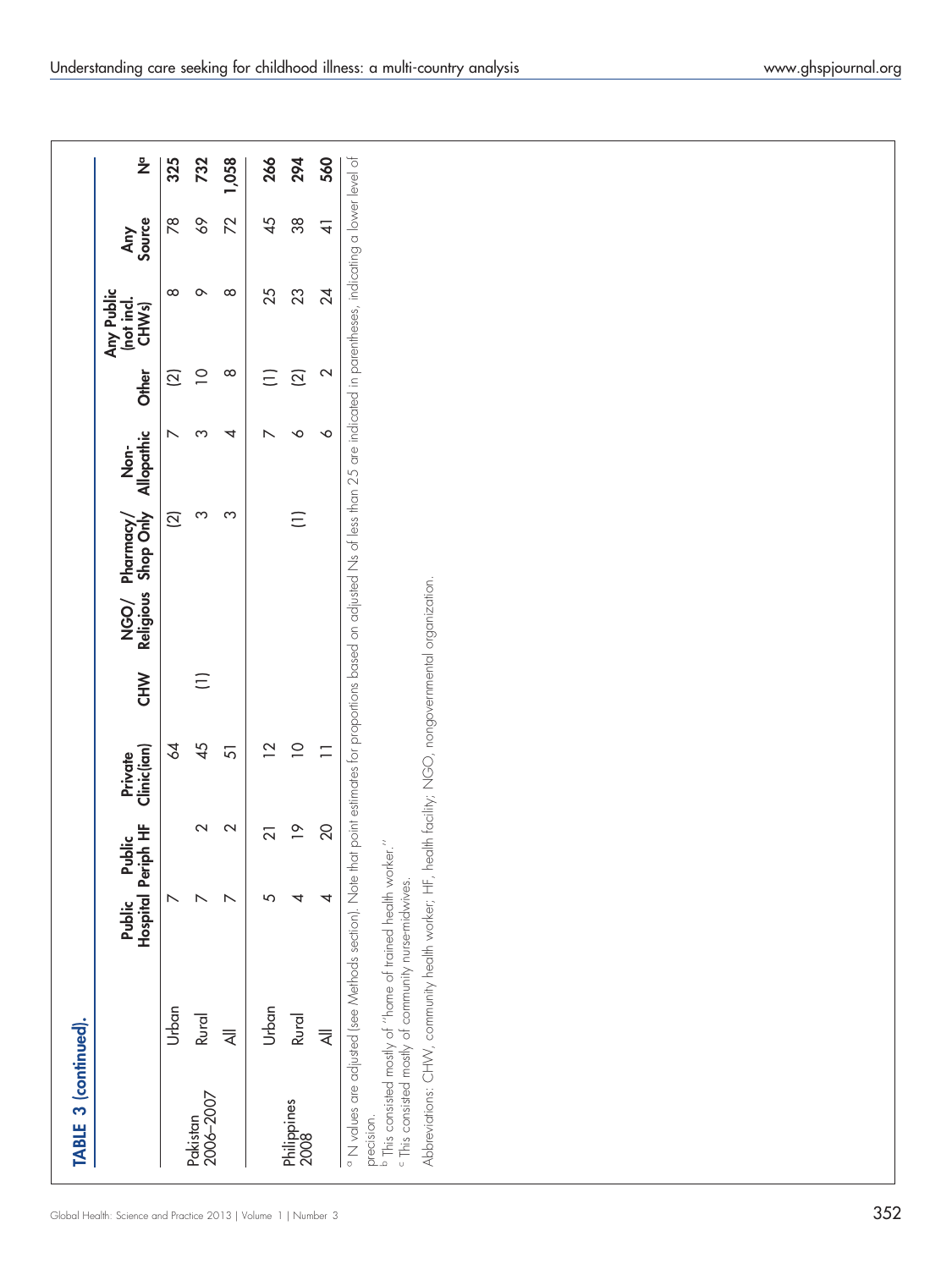**TABLE 3 (continued).**

| | | Public Hospital | Public Periph HF | Private Clinic(ian) | CHW | NGO/ Religious | Pharmacy/ Shop Only | Non-Allopathic | Other | Any Public (not incl. CHWs) | Any Source | N[a] |
|---|---|---|---|---|---|---|---|---|---|---|---|---|
| Pakistan 2006–2007 | Urban | 7 | | 64 | | | (2) | 7 | (2) | 8 | 78 | 325 |
| | Rural | 7 | 2 | 45 | (1) | | 3 | 3 | 10 | 9 | 69 | 732 |
| | All | 7 | 2 | 51 | | | 3 | 4 | 8 | 8 | 72 | 1,058 |
| Philippines 2008 | Urban | 5 | 21 | 12 | | | | 7 | (1) | 25 | 45 | 266 |
| | Rural | 4 | 19 | 10 | | | (1) | 6 | (2) | 23 | 38 | 294 |
| | All | 4 | 20 | 11 | | | | 6 | 2 | 24 | 41 | 560 |

[a] N values are adjusted (see Methods section). Note that point estimates for proportions based on adjusted Ns of less than 25 are indicated in parentheses, indicating a lower level of precision.
[b] This consisted mostly of "home of trained health worker."
[c] This consisted mostly of community nurse-midwives.

Abbreviations: CHW, community health worker; HF, health facility; NGO, nongovernmental organization.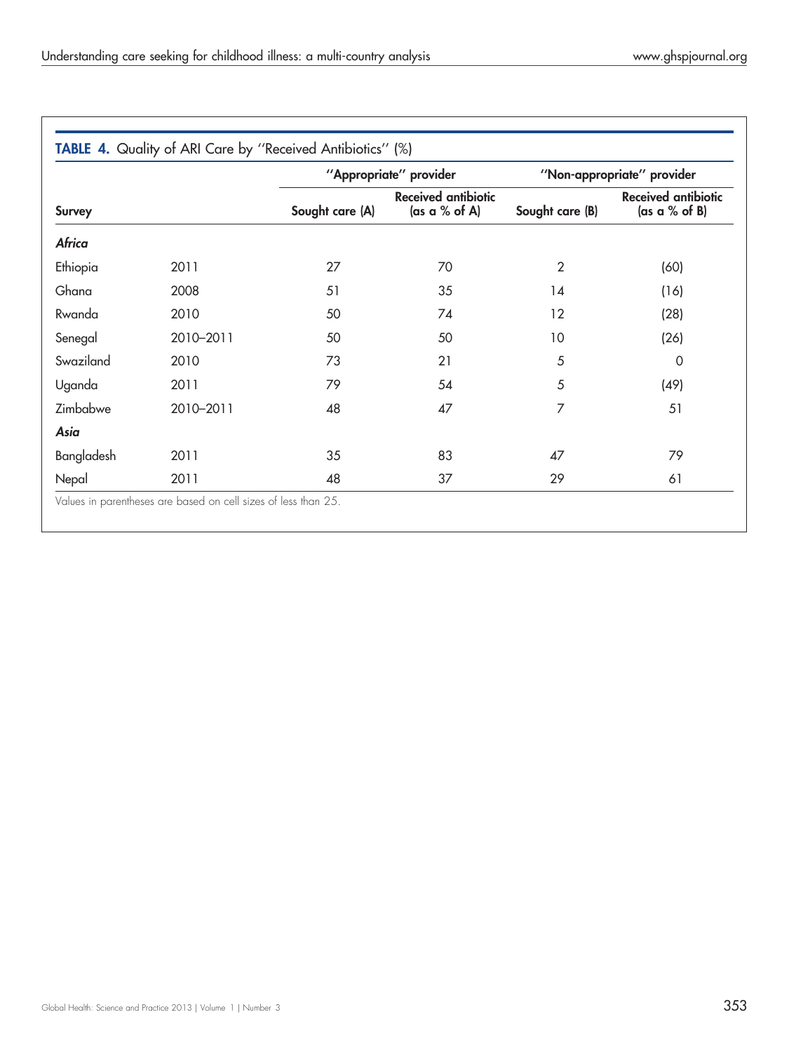**TABLE 4.** Quality of ARI Care by "Received Antibiotics" (%)

| Survey | | "Appropriate" provider | | "Non-appropriate" provider | |
|---|---|---|---|---|---|
| | | Sought care (A) | Received antibiotic (as a % of A) | Sought care (B) | Received antibiotic (as a % of B) |
| ***Africa*** | | | | | |
| Ethiopia | 2011 | 27 | 70 | 2 | (60) |
| Ghana | 2008 | 51 | 35 | 14 | (16) |
| Rwanda | 2010 | 50 | 74 | 12 | (28) |
| Senegal | 2010–2011 | 50 | 50 | 10 | (26) |
| Swaziland | 2010 | 73 | 21 | 5 | 0 |
| Uganda | 2011 | 79 | 54 | 5 | (49) |
| Zimbabwe | 2010–2011 | 48 | 47 | 7 | 51 |
| ***Asia*** | | | | | |
| Bangladesh | 2011 | 35 | 83 | 47 | 79 |
| Nepal | 2011 | 48 | 37 | 29 | 61 |

Values in parentheses are based on cell sizes of less than 25.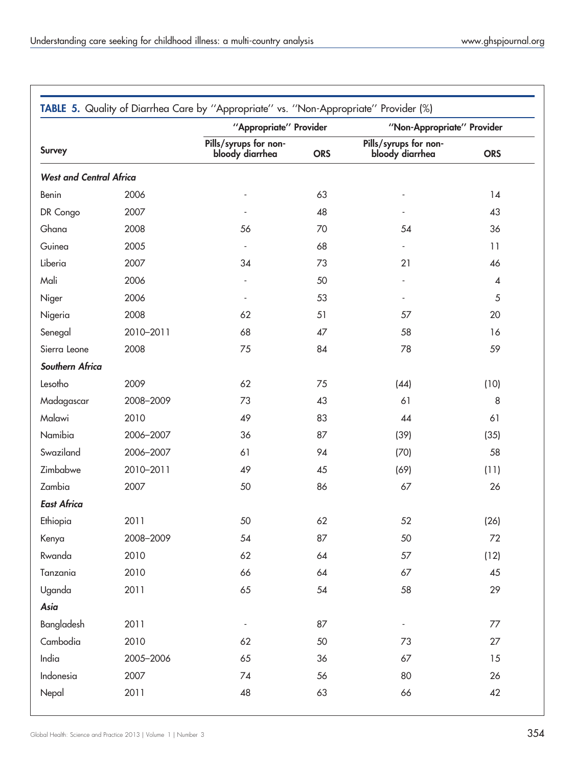**TABLE 5.** Quality of Diarrhea Care by ''Appropriate'' vs. ''Non-Appropriate'' Provider (%)

| Survey | | ''Appropriate'' Provider | | ''Non-Appropriate'' Provider | |
|---|---|---|---|---|---|
| | | Pills/syrups for non-bloody diarrhea | ORS | Pills/syrups for non-bloody diarrhea | ORS |
| ***West and Central Africa*** | | | | | |
| Benin | 2006 | - | 63 | - | 14 |
| DR Congo | 2007 | - | 48 | - | 43 |
| Ghana | 2008 | 56 | 70 | 54 | 36 |
| Guinea | 2005 | - | 68 | - | 11 |
| Liberia | 2007 | 34 | 73 | 21 | 46 |
| Mali | 2006 | - | 50 | - | 4 |
| Niger | 2006 | - | 53 | - | 5 |
| Nigeria | 2008 | 62 | 51 | 57 | 20 |
| Senegal | 2010–2011 | 68 | 47 | 58 | 16 |
| Sierra Leone | 2008 | 75 | 84 | 78 | 59 |
| ***Southern Africa*** | | | | | |
| Lesotho | 2009 | 62 | 75 | (44) | (10) |
| Madagascar | 2008–2009 | 73 | 43 | 61 | 8 |
| Malawi | 2010 | 49 | 83 | 44 | 61 |
| Namibia | 2006–2007 | 36 | 87 | (39) | (35) |
| Swaziland | 2006–2007 | 61 | 94 | (70) | 58 |
| Zimbabwe | 2010–2011 | 49 | 45 | (69) | (11) |
| Zambia | 2007 | 50 | 86 | 67 | 26 |
| ***East Africa*** | | | | | |
| Ethiopia | 2011 | 50 | 62 | 52 | (26) |
| Kenya | 2008–2009 | 54 | 87 | 50 | 72 |
| Rwanda | 2010 | 62 | 64 | 57 | (12) |
| Tanzania | 2010 | 66 | 64 | 67 | 45 |
| Uganda | 2011 | 65 | 54 | 58 | 29 |
| ***Asia*** | | | | | |
| Bangladesh | 2011 | - | 87 | - | 77 |
| Cambodia | 2010 | 62 | 50 | 73 | 27 |
| India | 2005–2006 | 65 | 36 | 67 | 15 |
| Indonesia | 2007 | 74 | 56 | 80 | 26 |
| Nepal | 2011 | 48 | 63 | 66 | 42 |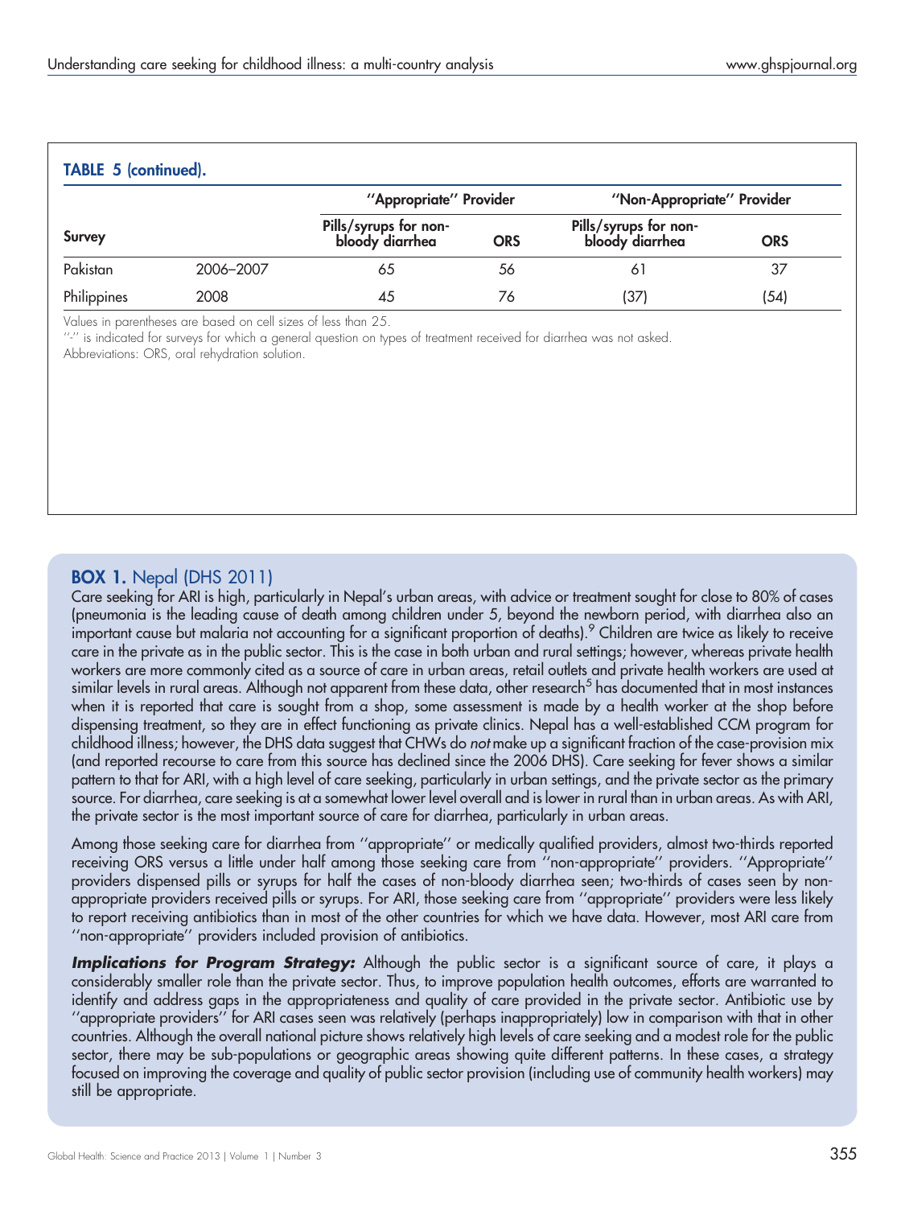**TABLE 5 (continued).**

| Survey | | "Appropriate" Provider | | "Non-Appropriate" Provider | |
|---|---|---|---|---|---|
| | | Pills/syrups for non-bloody diarrhea | ORS | Pills/syrups for non-bloody diarrhea | ORS |
| Pakistan | 2006–2007 | 65 | 56 | 61 | 37 |
| Philippines | 2008 | 45 | 76 | (37) | (54) |

Values in parentheses are based on cell sizes of less than 25.

"-" is indicated for surveys for which a general question on types of treatment received for diarrhea was not asked.

Abbreviations: ORS, oral rehydration solution.

## BOX 1. Nepal (DHS 2011)

Care seeking for ARI is high, particularly in Nepal's urban areas, with advice or treatment sought for close to 80% of cases (pneumonia is the leading cause of death among children under 5, beyond the newborn period, with diarrhea also an important cause but malaria not accounting for a significant proportion of deaths).[9] Children are twice as likely to receive care in the private as in the public sector. This is the case in both urban and rural settings; however, whereas private health workers are more commonly cited as a source of care in urban areas, retail outlets and private health workers are used at similar levels in rural areas. Although not apparent from these data, other research[5] has documented that in most instances when it is reported that care is sought from a shop, some assessment is made by a health worker at the shop before dispensing treatment, so they are in effect functioning as private clinics. Nepal has a well-established CCM program for childhood illness; however, the DHS data suggest that CHWs do *not* make up a significant fraction of the case-provision mix (and reported recourse to care from this source has declined since the 2006 DHS). Care seeking for fever shows a similar pattern to that for ARI, with a high level of care seeking, particularly in urban settings, and the private sector as the primary source. For diarrhea, care seeking is at a somewhat lower level overall and is lower in rural than in urban areas. As with ARI, the private sector is the most important source of care for diarrhea, particularly in urban areas.

Among those seeking care for diarrhea from "appropriate" or medically qualified providers, almost two-thirds reported receiving ORS versus a little under half among those seeking care from "non-appropriate" providers. "Appropriate" providers dispensed pills or syrups for half the cases of non-bloody diarrhea seen; two-thirds of cases seen by non-appropriate providers received pills or syrups. For ARI, those seeking care from "appropriate" providers were less likely to report receiving antibiotics than in most of the other countries for which we have data. However, most ARI care from "non-appropriate" providers included provision of antibiotics.

***Implications for Program Strategy:*** Although the public sector is a significant source of care, it plays a considerably smaller role than the private sector. Thus, to improve population health outcomes, efforts are warranted to identify and address gaps in the appropriateness and quality of care provided in the private sector. Antibiotic use by "appropriate providers" for ARI cases seen was relatively (perhaps inappropriately) low in comparison with that in other countries. Although the overall national picture shows relatively high levels of care seeking and a modest role for the public sector, there may be sub-populations or geographic areas showing quite different patterns. In these cases, a strategy focused on improving the coverage and quality of public sector provision (including use of community health workers) may still be appropriate.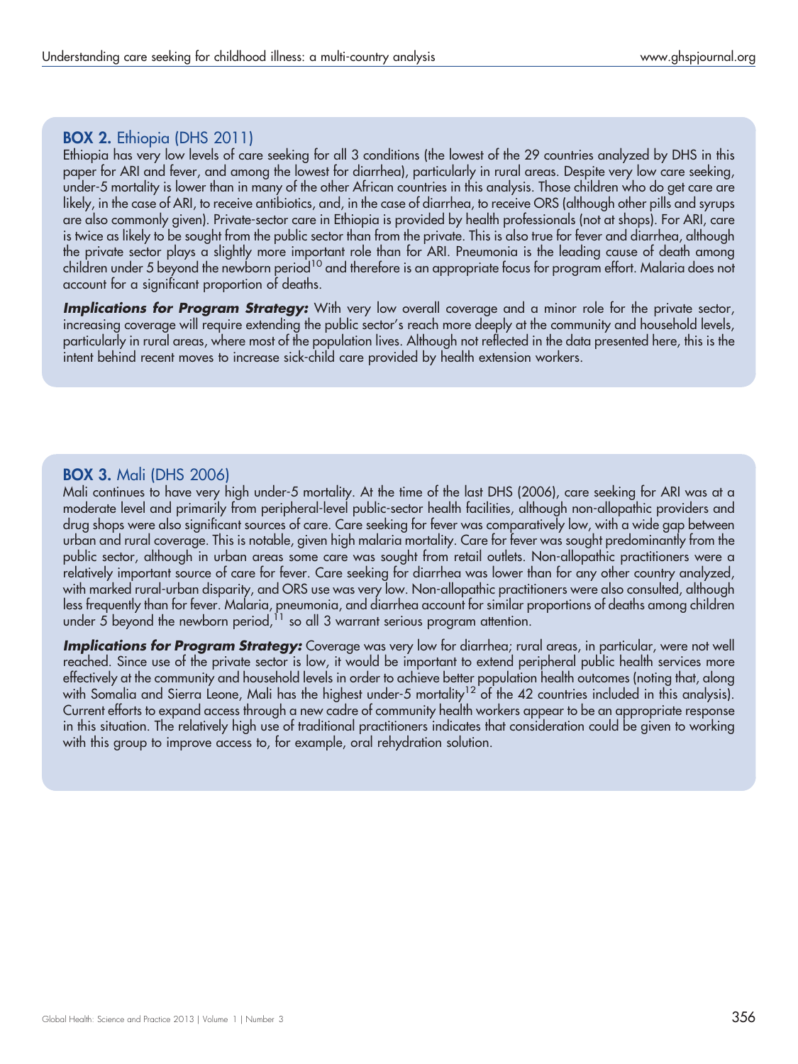**BOX 2.** Ethiopia (DHS 2011)

Ethiopia has very low levels of care seeking for all 3 conditions (the lowest of the 29 countries analyzed by DHS in this paper for ARI and fever, and among the lowest for diarrhea), particularly in rural areas. Despite very low care seeking, under-5 mortality is lower than in many of the other African countries in this analysis. Those children who do get care are likely, in the case of ARI, to receive antibiotics, and, in the case of diarrhea, to receive ORS (although other pills and syrups are also commonly given). Private-sector care in Ethiopia is provided by health professionals (not at shops). For ARI, care is twice as likely to be sought from the public sector than from the private. This is also true for fever and diarrhea, although the private sector plays a slightly more important role than for ARI. Pneumonia is the leading cause of death among children under 5 beyond the newborn period[10] and therefore is an appropriate focus for program effort. Malaria does not account for a significant proportion of deaths.

***Implications for Program Strategy:*** With very low overall coverage and a minor role for the private sector, increasing coverage will require extending the public sector's reach more deeply at the community and household levels, particularly in rural areas, where most of the population lives. Although not reflected in the data presented here, this is the intent behind recent moves to increase sick-child care provided by health extension workers.

**BOX 3.** Mali (DHS 2006)

Mali continues to have very high under-5 mortality. At the time of the last DHS (2006), care seeking for ARI was at a moderate level and primarily from peripheral-level public-sector health facilities, although non-allopathic providers and drug shops were also significant sources of care. Care seeking for fever was comparatively low, with a wide gap between urban and rural coverage. This is notable, given high malaria mortality. Care for fever was sought predominantly from the public sector, although in urban areas some care was sought from retail outlets. Non-allopathic practitioners were a relatively important source of care for fever. Care seeking for diarrhea was lower than for any other country analyzed, with marked rural-urban disparity, and ORS use was very low. Non-allopathic practitioners were also consulted, although less frequently than for fever. Malaria, pneumonia, and diarrhea account for similar proportions of deaths among children under 5 beyond the newborn period,[11] so all 3 warrant serious program attention.

***Implications for Program Strategy:*** Coverage was very low for diarrhea; rural areas, in particular, were not well reached. Since use of the private sector is low, it would be important to extend peripheral public health services more effectively at the community and household levels in order to achieve better population health outcomes (noting that, along with Somalia and Sierra Leone, Mali has the highest under-5 mortality[12] of the 42 countries included in this analysis). Current efforts to expand access through a new cadre of community health workers appear to be an appropriate response in this situation. The relatively high use of traditional practitioners indicates that consideration could be given to working with this group to improve access to, for example, oral rehydration solution.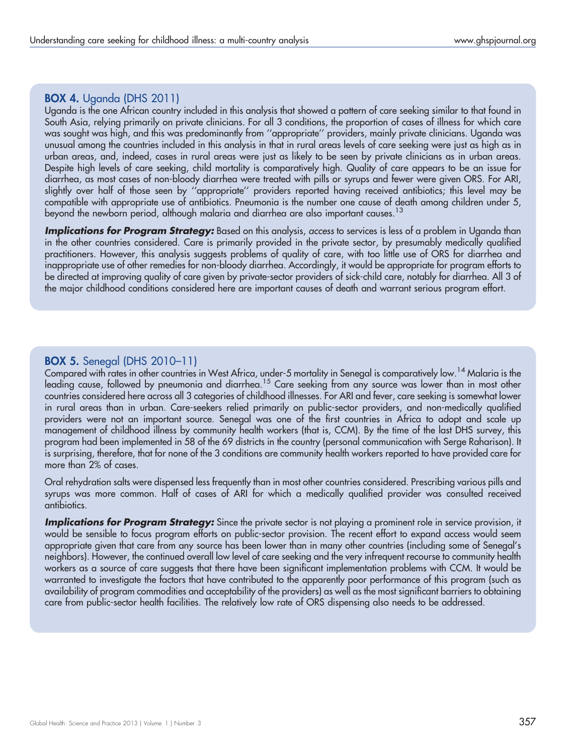### BOX 4. Uganda (DHS 2011)

Uganda is the one African country included in this analysis that showed a pattern of care seeking similar to that found in South Asia, relying primarily on private clinicians. For all 3 conditions, the proportion of cases of illness for which care was sought was high, and this was predominantly from ''appropriate'' providers, mainly private clinicians. Uganda was unusual among the countries included in this analysis in that in rural areas levels of care seeking were just as high as in urban areas, and, indeed, cases in rural areas were just as likely to be seen by private clinicians as in urban areas. Despite high levels of care seeking, child mortality is comparatively high. Quality of care appears to be an issue for diarrhea, as most cases of non-bloody diarrhea were treated with pills or syrups and fewer were given ORS. For ARI, slightly over half of those seen by ''appropriate'' providers reported having received antibiotics; this level may be compatible with appropriate use of antibiotics. Pneumonia is the number one cause of death among children under 5, beyond the newborn period, although malaria and diarrhea are also important causes.[13]

***Implications for Program Strategy:*** Based on this analysis, *access* to services is less of a problem in Uganda than in the other countries considered. Care is primarily provided in the private sector, by presumably medically qualified practitioners. However, this analysis suggests problems of quality of care, with too little use of ORS for diarrhea and inappropriate use of other remedies for non-bloody diarrhea. Accordingly, it would be appropriate for program efforts to be directed at improving quality of care given by private-sector providers of sick-child care, notably for diarrhea. All 3 of the major childhood conditions considered here are important causes of death and warrant serious program effort.

### BOX 5. Senegal (DHS 2010–11)

Compared with rates in other countries in West Africa, under-5 mortality in Senegal is comparatively low.[14] Malaria is the leading cause, followed by pneumonia and diarrhea.[15] Care seeking from any source was lower than in most other countries considered here across all 3 categories of childhood illnesses. For ARI and fever, care seeking is somewhat lower in rural areas than in urban. Care-seekers relied primarily on public-sector providers, and non-medically qualified providers were not an important source. Senegal was one of the first countries in Africa to adopt and scale up management of childhood illness by community health workers (that is, CCM). By the time of the last DHS survey, this program had been implemented in 58 of the 69 districts in the country (personal communication with Serge Raharison). It is surprising, therefore, that for none of the 3 conditions are community health workers reported to have provided care for more than 2% of cases.

Oral rehydration salts were dispensed less frequently than in most other countries considered. Prescribing various pills and syrups was more common. Half of cases of ARI for which a medically qualified provider was consulted received antibiotics.

***Implications for Program Strategy:*** Since the private sector is not playing a prominent role in service provision, it would be sensible to focus program efforts on public-sector provision. The recent effort to expand access would seem appropriate given that care from any source has been lower than in many other countries (including some of Senegal's neighbors). However, the continued overall low level of care seeking and the very infrequent recourse to community health workers as a source of care suggests that there have been significant implementation problems with CCM. It would be warranted to investigate the factors that have contributed to the apparently poor performance of this program (such as availability of program commodities and acceptability of the providers) as well as the most significant barriers to obtaining care from public-sector health facilities. The relatively low rate of ORS dispensing also needs to be addressed.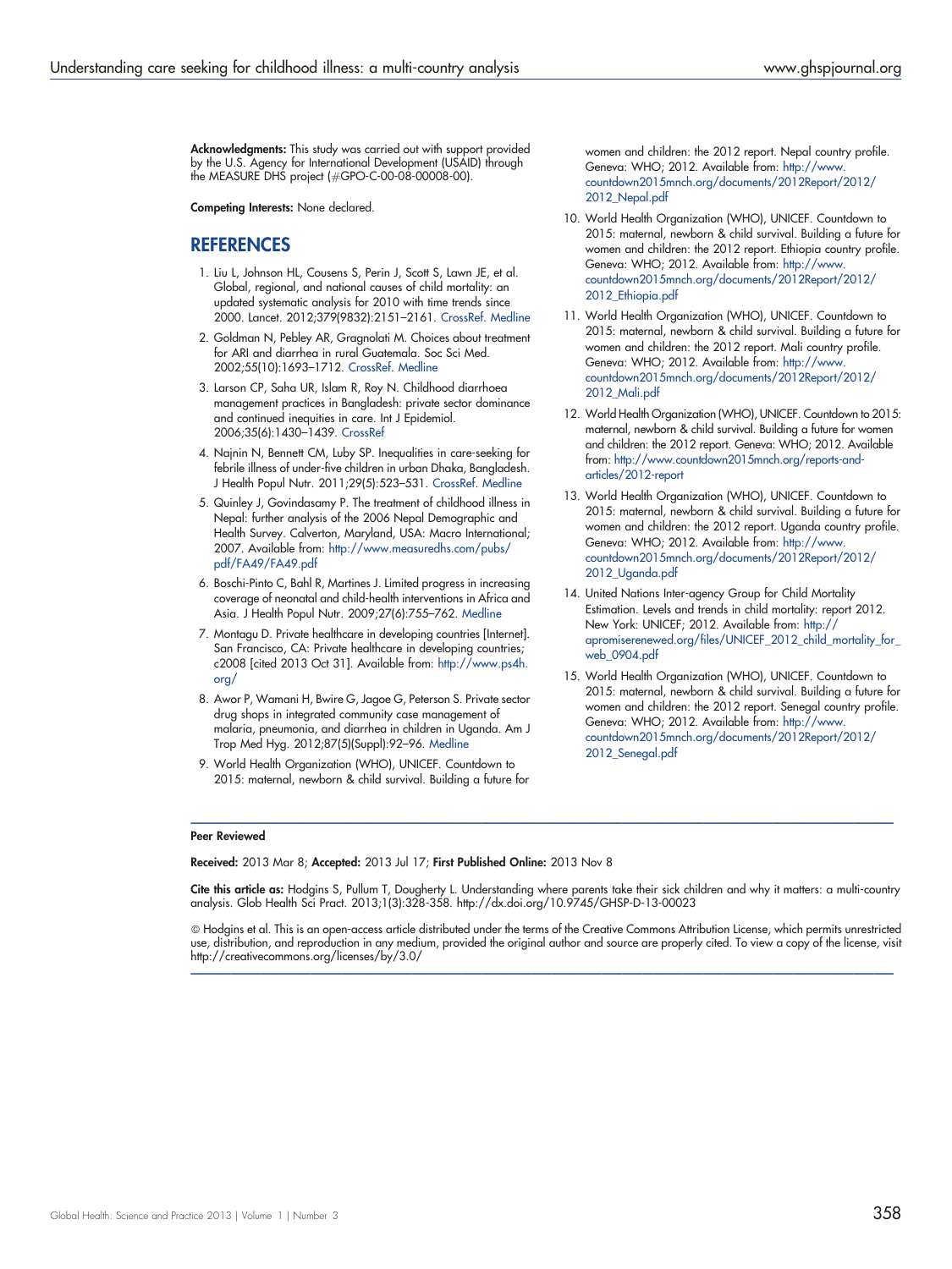**Acknowledgments:** This study was carried out with support provided by the U.S. Agency for International Development (USAID) through the MEASURE DHS project (#GPO-C-00-08-00008-00).

**Competing Interests:** None declared.

## REFERENCES

1. Liu L, Johnson HL, Cousens S, Perin J, Scott S, Lawn JE, et al. Global, regional, and national causes of child mortality: an updated systematic analysis for 2010 with time trends since 2000. Lancet. 2012;379(9832):2151–2161. CrossRef. Medline
2. Goldman N, Pebley AR, Gragnolati M. Choices about treatment for ARI and diarrhea in rural Guatemala. Soc Sci Med. 2002;55(10):1693–1712. CrossRef. Medline
3. Larson CP, Saha UR, Islam R, Roy N. Childhood diarrhoea management practices in Bangladesh: private sector dominance and continued inequities in care. Int J Epidemiol. 2006;35(6):1430–1439. CrossRef
4. Najnin N, Bennett CM, Luby SP. Inequalities in care-seeking for febrile illness of under-five children in urban Dhaka, Bangladesh. J Health Popul Nutr. 2011;29(5):523–531. CrossRef. Medline
5. Quinley J, Govindasamy P. The treatment of childhood illness in Nepal: further analysis of the 2006 Nepal Demographic and Health Survey. Calverton, Maryland, USA: Macro International; 2007. Available from: http://www.measuredhs.com/pubs/pdf/FA49/FA49.pdf
6. Boschi-Pinto C, Bahl R, Martines J. Limited progress in increasing coverage of neonatal and child-health interventions in Africa and Asia. J Health Popul Nutr. 2009;27(6):755–762. Medline
7. Montagu D. Private healthcare in developing countries [Internet]. San Francisco, CA: Private healthcare in developing countries; c2008 [cited 2013 Oct 31]. Available from: http://www.ps4h.org/
8. Awor P, Wamani H, Bwire G, Jagoe G, Peterson S. Private sector drug shops in integrated community case management of malaria, pneumonia, and diarrhea in children in Uganda. Am J Trop Med Hyg. 2012;87(5)(Suppl):92–96. Medline
9. World Health Organization (WHO), UNICEF. Countdown to 2015: maternal, newborn & child survival. Building a future for women and children: the 2012 report. Nepal country profile. Geneva: WHO; 2012. Available from: http://www.countdown2015mnch.org/documents/2012Report/2012/2012_Nepal.pdf
10. World Health Organization (WHO), UNICEF. Countdown to 2015: maternal, newborn & child survival. Building a future for women and children: the 2012 report. Ethiopia country profile. Geneva: WHO; 2012. Available from: http://www.countdown2015mnch.org/documents/2012Report/2012/2012_Ethiopia.pdf
11. World Health Organization (WHO), UNICEF. Countdown to 2015: maternal, newborn & child survival. Building a future for women and children: the 2012 report. Mali country profile. Geneva: WHO; 2012. Available from: http://www.countdown2015mnch.org/documents/2012Report/2012/2012_Mali.pdf
12. World Health Organization (WHO), UNICEF. Countdown to 2015: maternal, newborn & child survival. Building a future for women and children: the 2012 report. Geneva: WHO; 2012. Available from: http://www.countdown2015mnch.org/reports-and-articles/2012-report
13. World Health Organization (WHO), UNICEF. Countdown to 2015: maternal, newborn & child survival. Building a future for women and children: the 2012 report. Uganda country profile. Geneva: WHO; 2012. Available from: http://www.countdown2015mnch.org/documents/2012Report/2012/2012_Uganda.pdf
14. United Nations Inter-agency Group for Child Mortality Estimation. Levels and trends in child mortality: report 2012. New York: UNICEF; 2012. Available from: http://apromiserenewed.org/files/UNICEF_2012_child_mortality_for_web_0904.pdf
15. World Health Organization (WHO), UNICEF. Countdown to 2015: maternal, newborn & child survival. Building a future for women and children: the 2012 report. Senegal country profile. Geneva: WHO; 2012. Available from: http://www.countdown2015mnch.org/documents/2012Report/2012/2012_Senegal.pdf

---

**Peer Reviewed**

**Received:** 2013 Mar 8; **Accepted:** 2013 Jul 17; **First Published Online:** 2013 Nov 8

**Cite this article as:** Hodgins S, Pullum T, Dougherty L. Understanding where parents take their sick children and why it matters: a multi-country analysis. Glob Health Sci Pract. 2013;1(3):328-358. http://dx.doi.org/10.9745/GHSP-D-13-00023

© Hodgins et al. This is an open-access article distributed under the terms of the Creative Commons Attribution License, which permits unrestricted use, distribution, and reproduction in any medium, provided the original author and source are properly cited. To view a copy of the license, visit http://creativecommons.org/licenses/by/3.0/